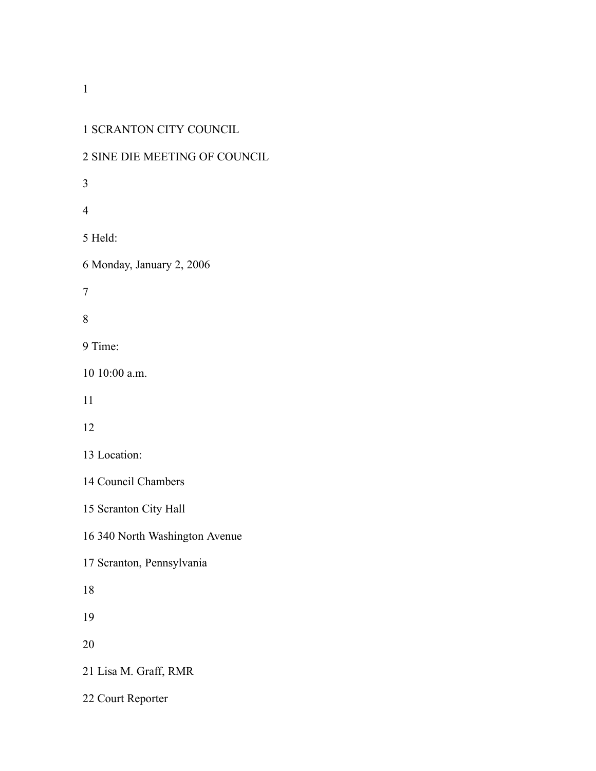1 SCRANTON CITY COUNCIL

2 SINE DIE MEETING OF COUNCIL

3

4

5 Held:

6 Monday, January 2, 2006

7

8

9 Time:

10 10:00 a.m.

11

12

13 Location:

14 Council Chambers

15 Scranton City Hall

16 340 North Washington Avenue

17 Scranton, Pennsylvania

18

19

20

21 Lisa M. Graff, RMR

22 Court Reporter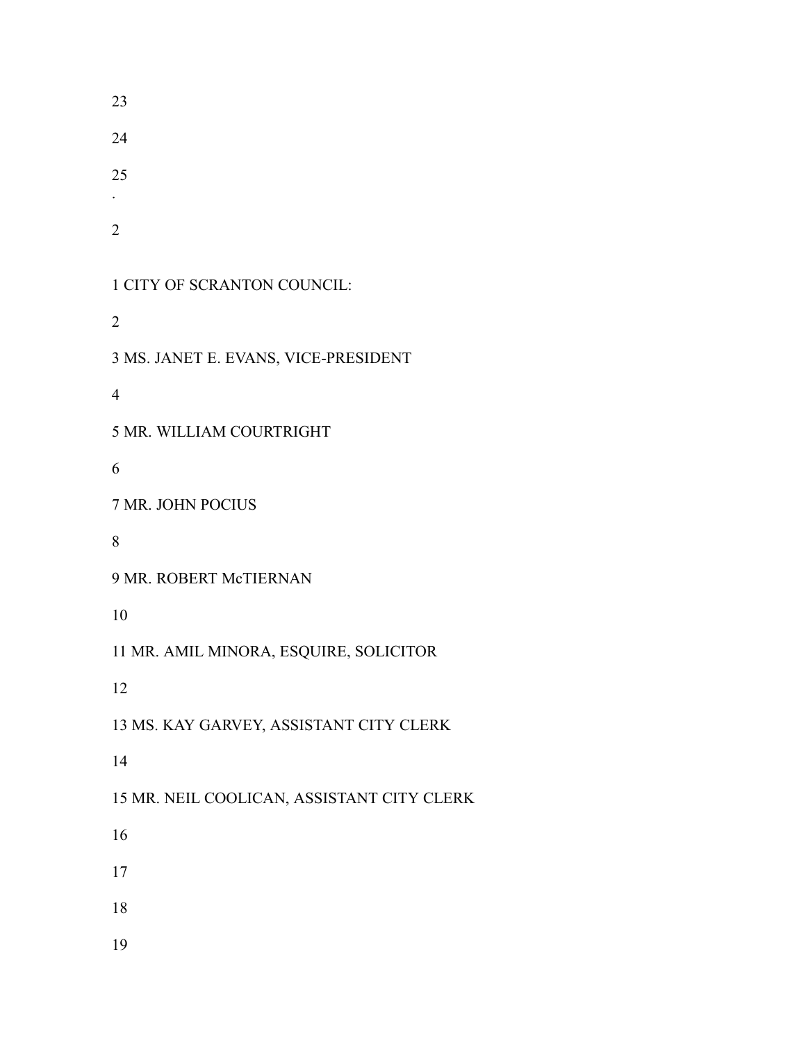23

24

25

.

1 CITY OF SCRANTON COUNCIL:

2

3 MS. JANET E. EVANS, VICE-PRESIDENT

4

5 MR. WILLIAM COURTRIGHT

6

7 MR. JOHN POCIUS

8

9 MR. ROBERT McTIERNAN

10

11 MR. AMIL MINORA, ESQUIRE, SOLICITOR

12

13 MS. KAY GARVEY, ASSISTANT CITY CLERK

14

15 MR. NEIL COOLICAN, ASSISTANT CITY CLERK

16

17

18

19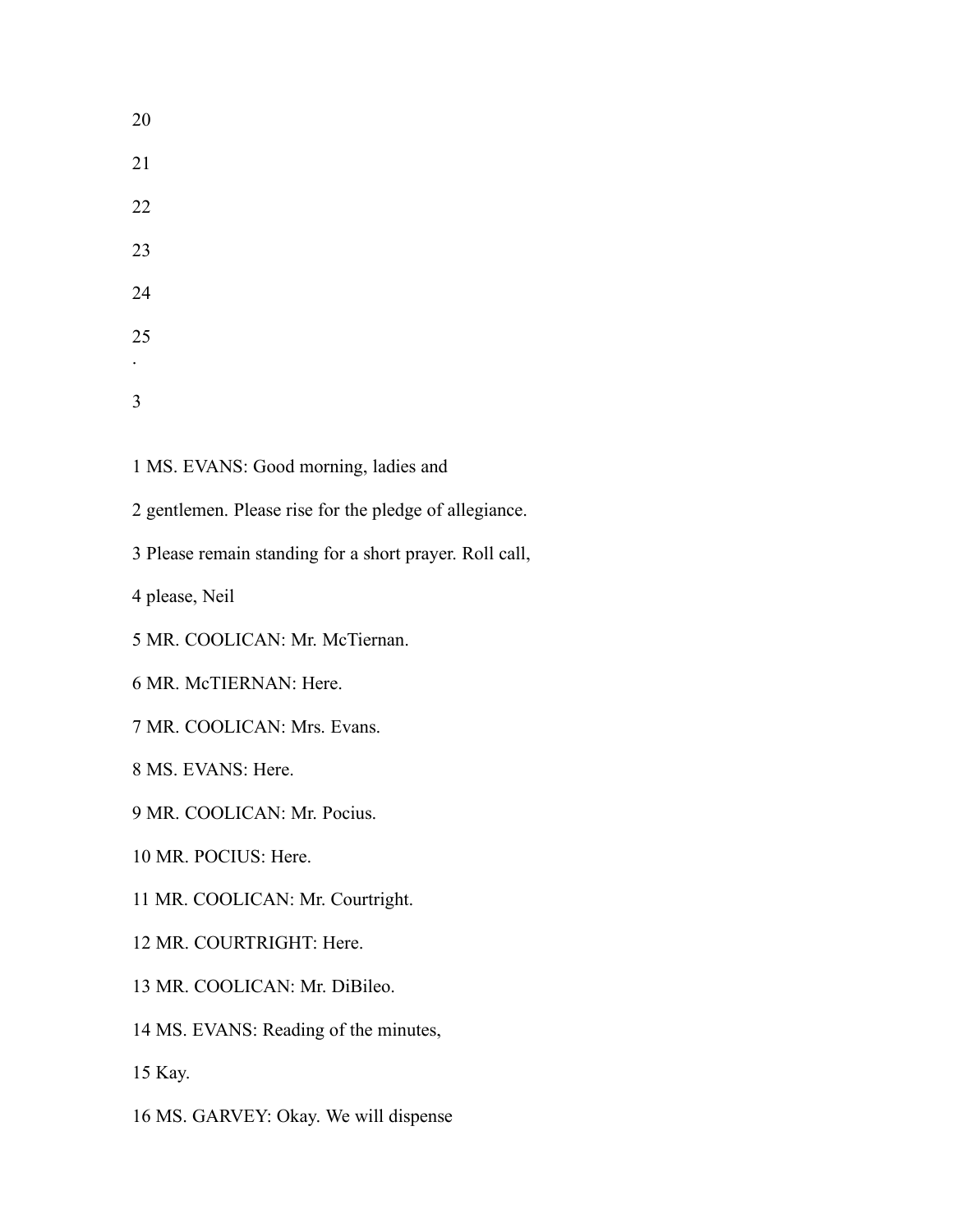1 MS. EVANS: Good morning, ladies and

2 gentlemen. Please rise for the pledge of allegiance.

3 Please remain standing for a short prayer. Roll call,

4 please, Neil

5 MR. COOLICAN: Mr. McTiernan.

6 MR. McTIERNAN: Here.

7 MR. COOLICAN: Mrs. Evans.

8 MS. EVANS: Here.

9 MR. COOLICAN: Mr. Pocius.

10 MR. POCIUS: Here.

11 MR. COOLICAN: Mr. Courtright.

12 MR. COURTRIGHT: Here.

13 MR. COOLICAN: Mr. DiBileo.

14 MS. EVANS: Reading of the minutes,

15 Kay.

16 MS. GARVEY: Okay. We will dispense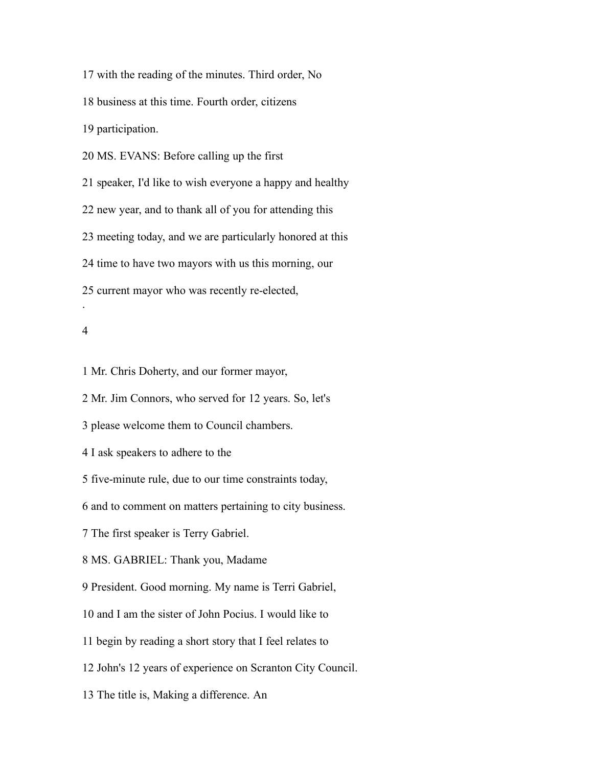17 with the reading of the minutes. Third order, No

18 business at this time. Fourth order, citizens

19 participation.

20 MS. EVANS: Before calling up the first

21 speaker, I'd like to wish everyone a happy and healthy

22 new year, and to thank all of you for attending this

23 meeting today, and we are particularly honored at this

24 time to have two mayors with us this morning, our

25 current mayor who was recently re-elected,

1 Mr. Chris Doherty, and our former mayor,

2 Mr. Jim Connors, who served for 12 years. So, let's

3 please welcome them to Council chambers.

4 I ask speakers to adhere to the

5 five-minute rule, due to our time constraints today,

6 and to comment on matters pertaining to city business.

7 The first speaker is Terry Gabriel.

8 MS. GABRIEL: Thank you, Madame

9 President. Good morning. My name is Terri Gabriel,

10 and I am the sister of John Pocius. I would like to

11 begin by reading a short story that I feel relates to

12 John's 12 years of experience on Scranton City Council.

13 The title is, Making a difference. An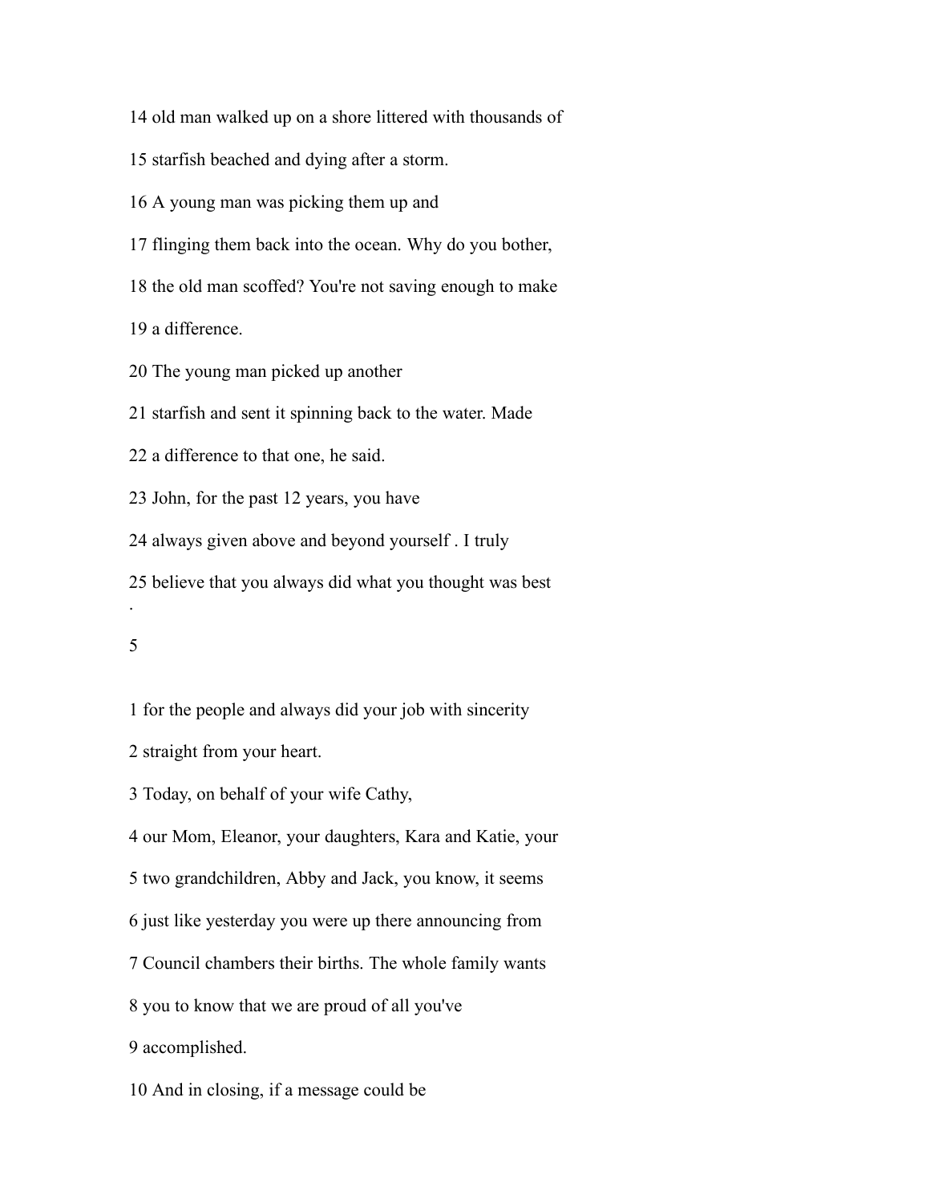14 old man walked up on a shore littered with thousands of

15 starfish beached and dying after a storm.

16 A young man was picking them up and

17 flinging them back into the ocean. Why do you bother,

18 the old man scoffed? You're not saving enough to make

19 a difference.

20 The young man picked up another

21 starfish and sent it spinning back to the water. Made

22 a difference to that one, he said.

23 John, for the past 12 years, you have

24 always given above and beyond yourself . I truly

25 believe that you always did what you thought was best

1 for the people and always did your job with sincerity

2 straight from your heart.

3 Today, on behalf of your wife Cathy,

4 our Mom, Eleanor, your daughters, Kara and Katie, your

5 two grandchildren, Abby and Jack, you know, it seems

6 just like yesterday you were up there announcing from

7 Council chambers their births. The whole family wants

8 you to know that we are proud of all you've

9 accomplished.

10 And in closing, if a message could be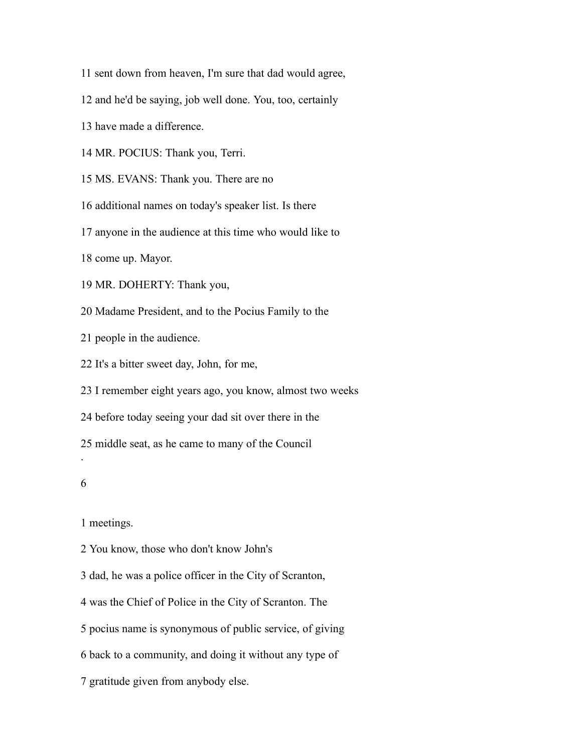11 sent down from heaven, I'm sure that dad would agree,

12 and he'd be saying, job well done. You, too, certainly

13 have made a difference.

14 MR. POCIUS: Thank you, Terri.

15 MS. EVANS: Thank you. There are no

16 additional names on today's speaker list. Is there

17 anyone in the audience at this time who would like to

18 come up. Mayor.

19 MR. DOHERTY: Thank you,

20 Madame President, and to the Pocius Family to the

21 people in the audience.

22 It's a bitter sweet day, John, for me,

23 I remember eight years ago, you know, almost two weeks

24 before today seeing your dad sit over there in the

25 middle seat, as he came to many of the Council

.

1 meetings.

2 You know, those who don't know John's

3 dad, he was a police officer in the City of Scranton,

4 was the Chief of Police in the City of Scranton. The

5 pocius name is synonymous of public service, of giving

6 back to a community, and doing it without any type of

7 gratitude given from anybody else.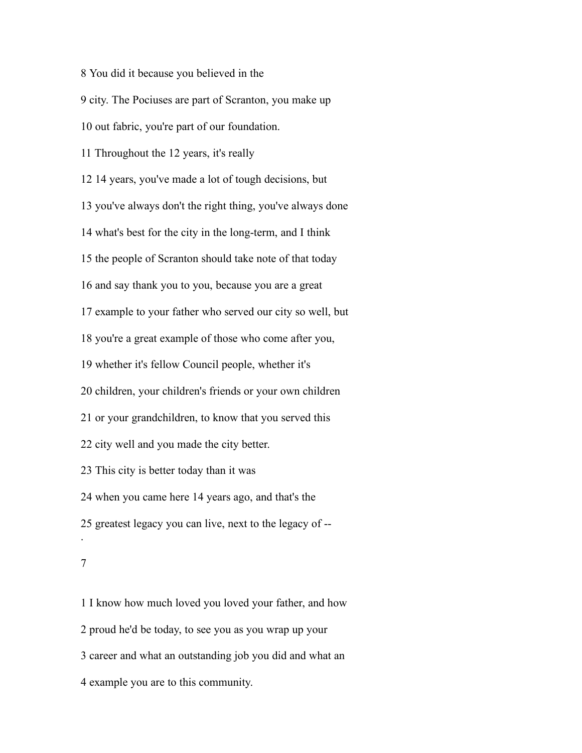8 You did it because you believed in the

9 city. The Pociuses are part of Scranton, you make up

10 out fabric, you're part of our foundation.

11 Throughout the 12 years, it's really

12 14 years, you've made a lot of tough decisions, but

13 you've always don't the right thing, you've always done

14 what's best for the city in the long-term, and I think

15 the people of Scranton should take note of that today

16 and say thank you to you, because you are a great

17 example to your father who served our city so well, but

18 you're a great example of those who come after you,

19 whether it's fellow Council people, whether it's

20 children, your children's friends or your own children

21 or your grandchildren, to know that you served this

22 city well and you made the city better.

23 This city is better today than it was

24 when you came here 14 years ago, and that's the

25 greatest legacy you can live, next to the legacy of --

1 I know how much loved you loved your father, and how

2 proud he'd be today, to see you as you wrap up your

3 career and what an outstanding job you did and what an

4 example you are to this community.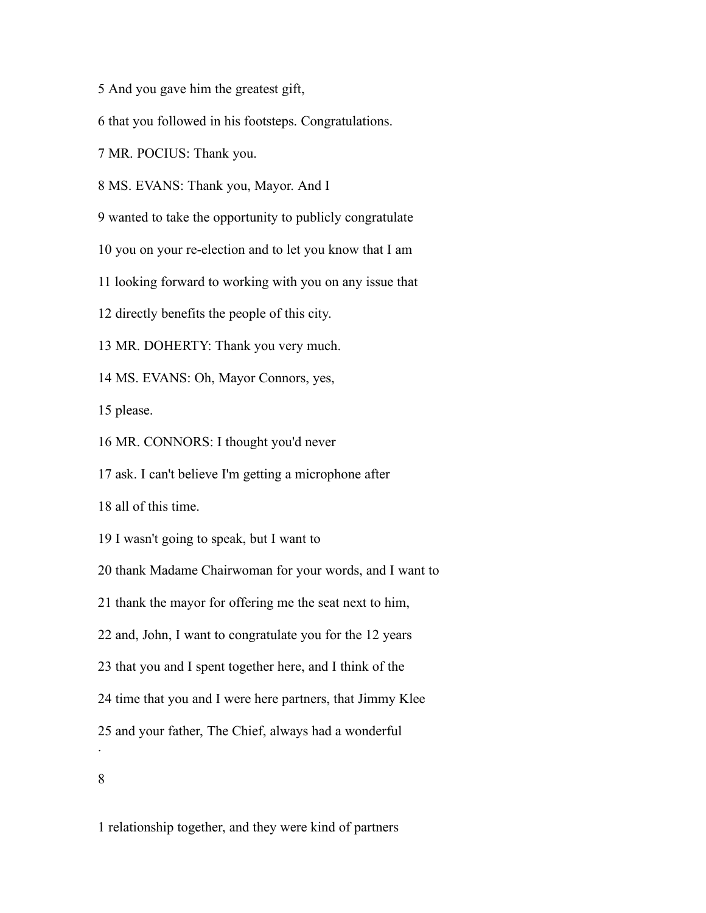5 And you gave him the greatest gift,

6 that you followed in his footsteps. Congratulations.

7 MR. POCIUS: Thank you.

8 MS. EVANS: Thank you, Mayor. And I

9 wanted to take the opportunity to publicly congratulate

10 you on your re-election and to let you know that I am

11 looking forward to working with you on any issue that

12 directly benefits the people of this city.

13 MR. DOHERTY: Thank you very much.

14 MS. EVANS: Oh, Mayor Connors, yes,

15 please.

16 MR. CONNORS: I thought you'd never

17 ask. I can't believe I'm getting a microphone after

18 all of this time.

19 I wasn't going to speak, but I want to

20 thank Madame Chairwoman for your words, and I want to

21 thank the mayor for offering me the seat next to him,

22 and, John, I want to congratulate you for the 12 years

23 that you and I spent together here, and I think of the

24 time that you and I were here partners, that Jimmy Klee

25 and your father, The Chief, always had a wonderful

1 relationship together, and they were kind of partners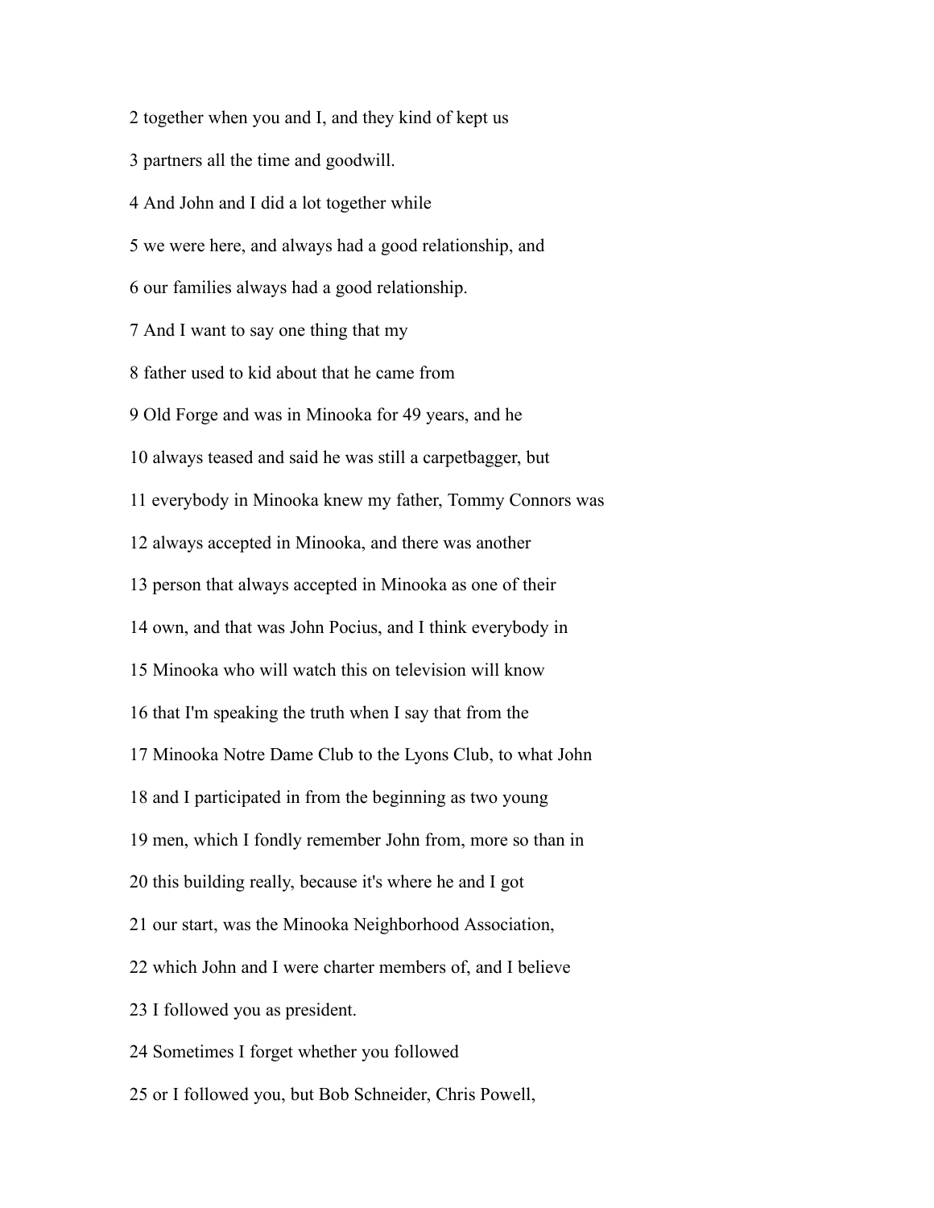2 together when you and I, and they kind of kept us

3 partners all the time and goodwill.

4 And John and I did a lot together while

5 we were here, and always had a good relationship, and

6 our families always had a good relationship.

7 And I want to say one thing that my

8 father used to kid about that he came from

9 Old Forge and was in Minooka for 49 years, and he

10 always teased and said he was still a carpetbagger, but

11 everybody in Minooka knew my father, Tommy Connors was

12 always accepted in Minooka, and there was another

13 person that always accepted in Minooka as one of their

14 own, and that was John Pocius, and I think everybody in

15 Minooka who will watch this on television will know

16 that I'm speaking the truth when I say that from the

17 Minooka Notre Dame Club to the Lyons Club, to what John

18 and I participated in from the beginning as two young

19 men, which I fondly remember John from, more so than in

20 this building really, because it's where he and I got

21 our start, was the Minooka Neighborhood Association,

22 which John and I were charter members of, and I believe

23 I followed you as president.

24 Sometimes I forget whether you followed

25 or I followed you, but Bob Schneider, Chris Powell,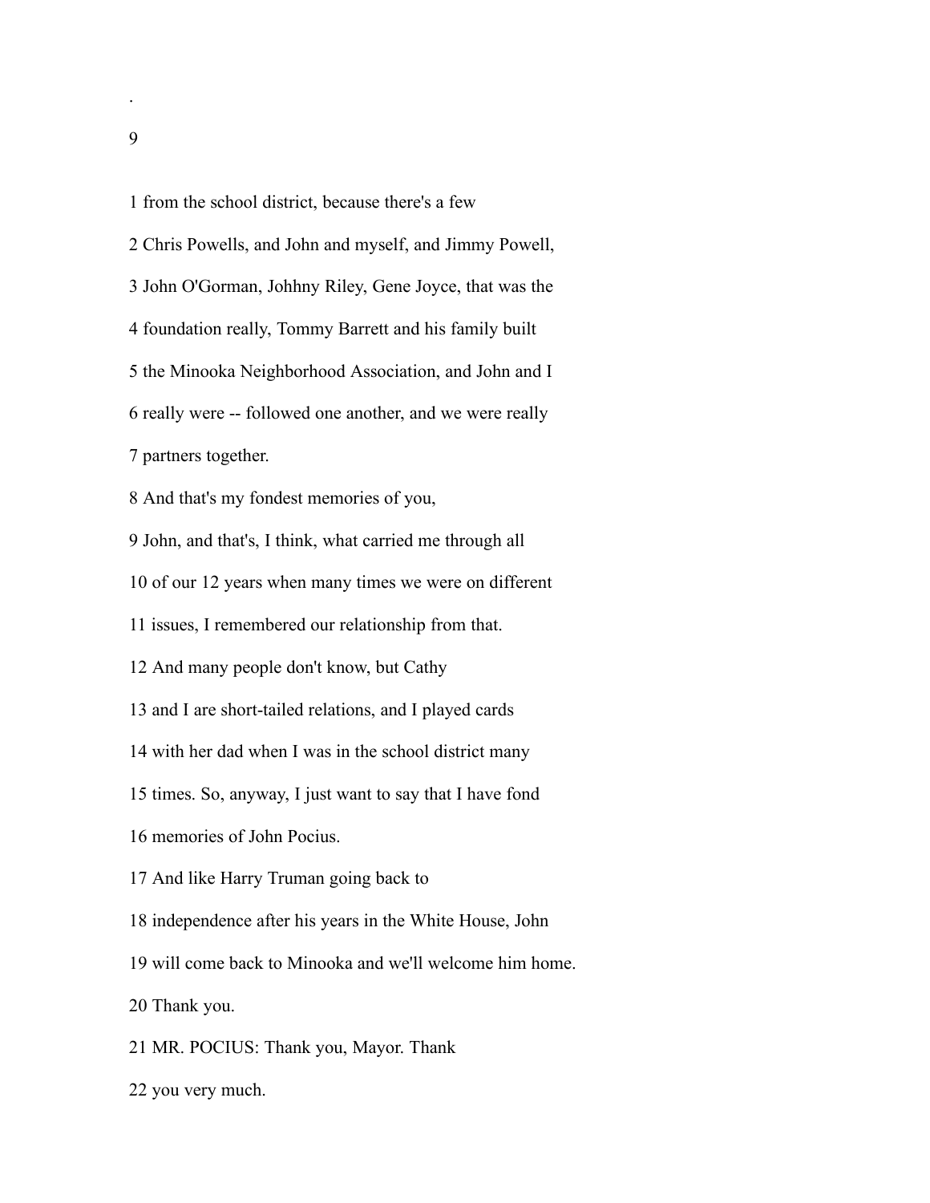1 from the school district, because there's a few

2 Chris Powells, and John and myself, and Jimmy Powell,

3 John O'Gorman, Johhny Riley, Gene Joyce, that was the

4 foundation really, Tommy Barrett and his family built

5 the Minooka Neighborhood Association, and John and I

6 really were -- followed one another, and we were really

7 partners together.

8 And that's my fondest memories of you,

9 John, and that's, I think, what carried me through all

10 of our 12 years when many times we were on different

11 issues, I remembered our relationship from that.

12 And many people don't know, but Cathy

13 and I are short-tailed relations, and I played cards

14 with her dad when I was in the school district many

15 times. So, anyway, I just want to say that I have fond

16 memories of John Pocius.

17 And like Harry Truman going back to

18 independence after his years in the White House, John

19 will come back to Minooka and we'll welcome him home.

20 Thank you.

21 MR. POCIUS: Thank you, Mayor. Thank

22 you very much.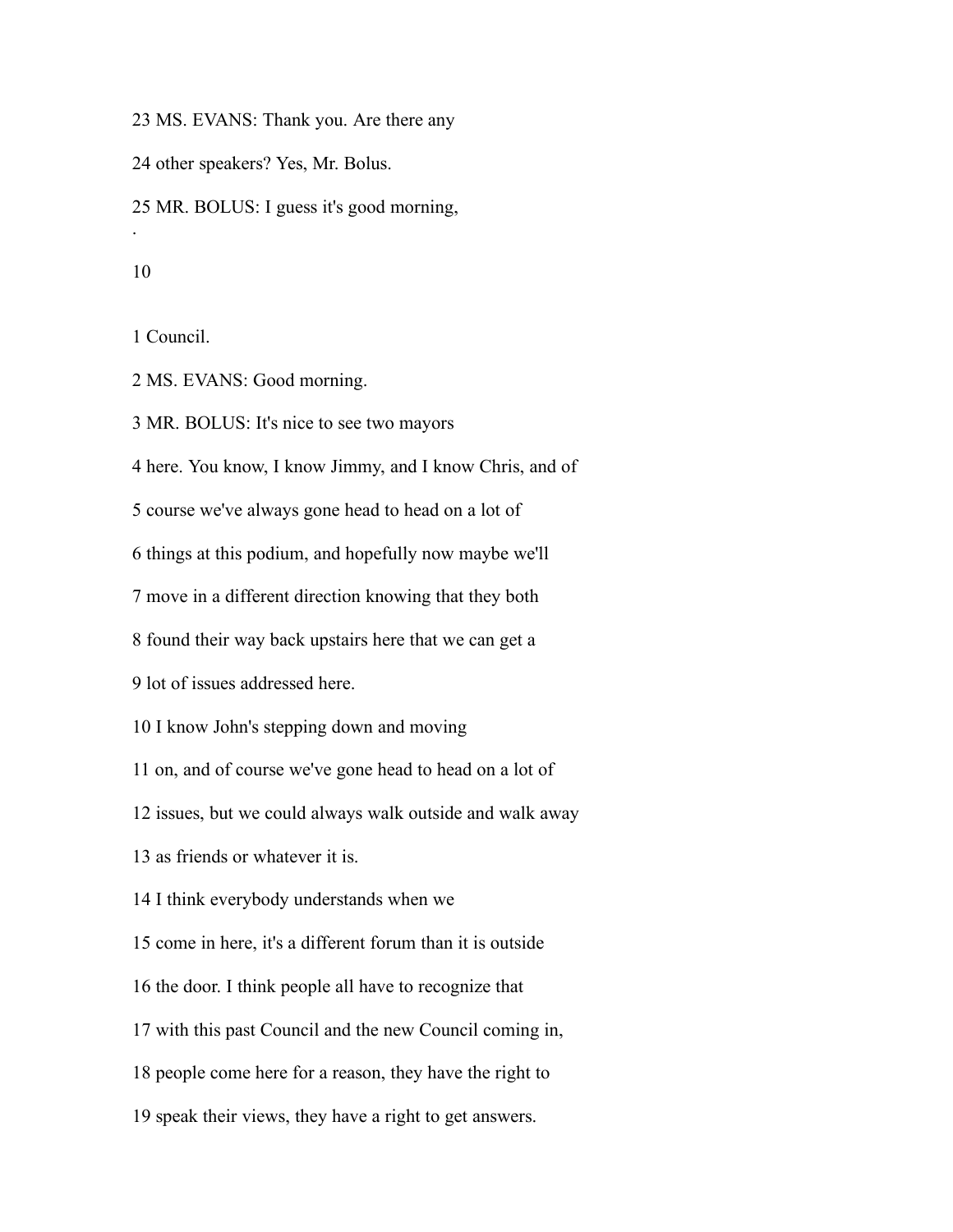23 MS. EVANS: Thank you. Are there any

24 other speakers? Yes, Mr. Bolus.

25 MR. BOLUS: I guess it's good morning,

1 Council.

2 MS. EVANS: Good morning.

3 MR. BOLUS: It's nice to see two mayors

4 here. You know, I know Jimmy, and I know Chris, and of

5 course we've always gone head to head on a lot of

6 things at this podium, and hopefully now maybe we'll

7 move in a different direction knowing that they both

8 found their way back upstairs here that we can get a

9 lot of issues addressed here.

10 I know John's stepping down and moving

11 on, and of course we've gone head to head on a lot of

12 issues, but we could always walk outside and walk away

13 as friends or whatever it is.

14 I think everybody understands when we

15 come in here, it's a different forum than it is outside

16 the door. I think people all have to recognize that

17 with this past Council and the new Council coming in,

18 people come here for a reason, they have the right to

19 speak their views, they have a right to get answers.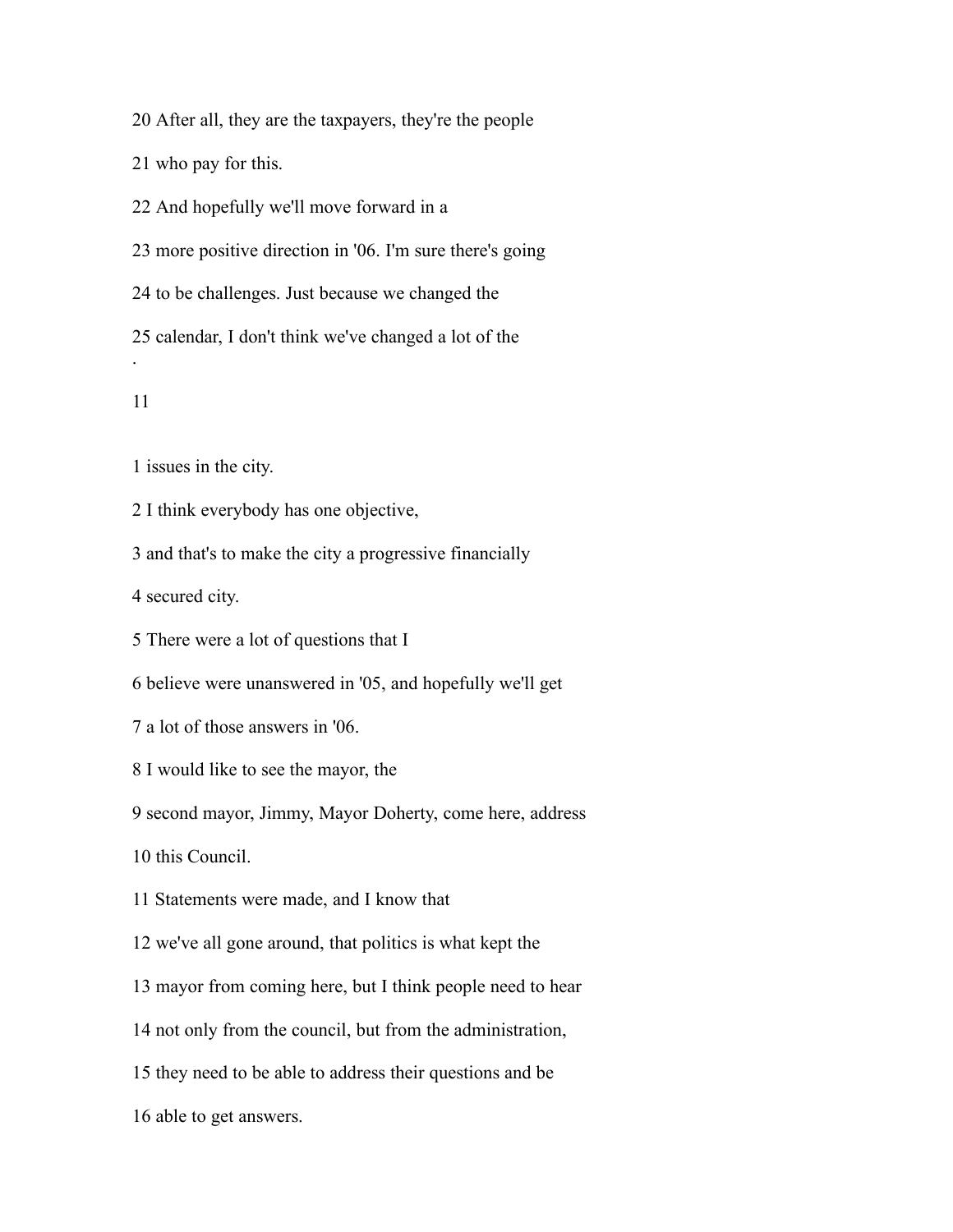20 After all, they are the taxpayers, they're the people

21 who pay for this.

22 And hopefully we'll move forward in a

23 more positive direction in '06. I'm sure there's going

24 to be challenges. Just because we changed the

25 calendar, I don't think we've changed a lot of the

1 issues in the city.

2 I think everybody has one objective,

3 and that's to make the city a progressive financially

4 secured city.

5 There were a lot of questions that I

6 believe were unanswered in '05, and hopefully we'll get

7 a lot of those answers in '06.

8 I would like to see the mayor, the

9 second mayor, Jimmy, Mayor Doherty, come here, address

10 this Council.

11 Statements were made, and I know that

12 we've all gone around, that politics is what kept the

13 mayor from coming here, but I think people need to hear

14 not only from the council, but from the administration,

15 they need to be able to address their questions and be

16 able to get answers.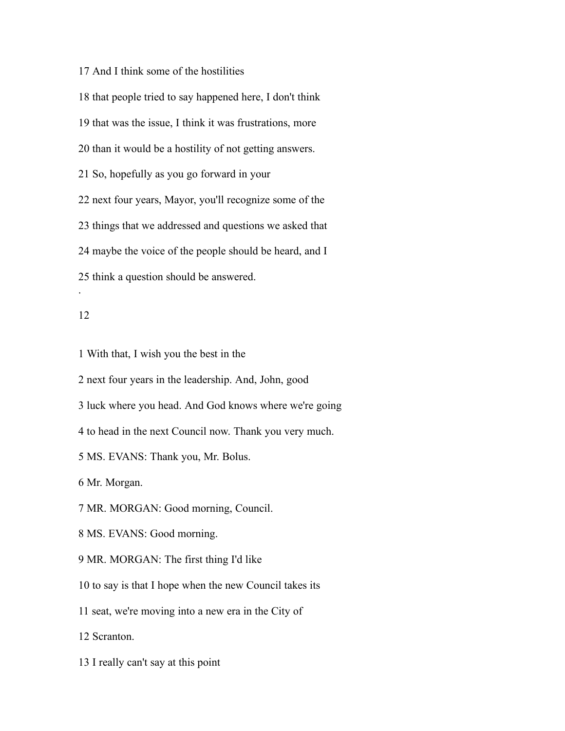17 And I think some of the hostilities

18 that people tried to say happened here, I don't think

19 that was the issue, I think it was frustrations, more

20 than it would be a hostility of not getting answers.

21 So, hopefully as you go forward in your

22 next four years, Mayor, you'll recognize some of the

23 things that we addressed and questions we asked that

24 maybe the voice of the people should be heard, and I

25 think a question should be answered.

.

1 With that, I wish you the best in the

2 next four years in the leadership. And, John, good

3 luck where you head. And God knows where we're going

4 to head in the next Council now. Thank you very much.

5 MS. EVANS: Thank you, Mr. Bolus.

6 Mr. Morgan.

7 MR. MORGAN: Good morning, Council.

8 MS. EVANS: Good morning.

9 MR. MORGAN: The first thing I'd like

10 to say is that I hope when the new Council takes its

11 seat, we're moving into a new era in the City of

12 Scranton.

13 I really can't say at this point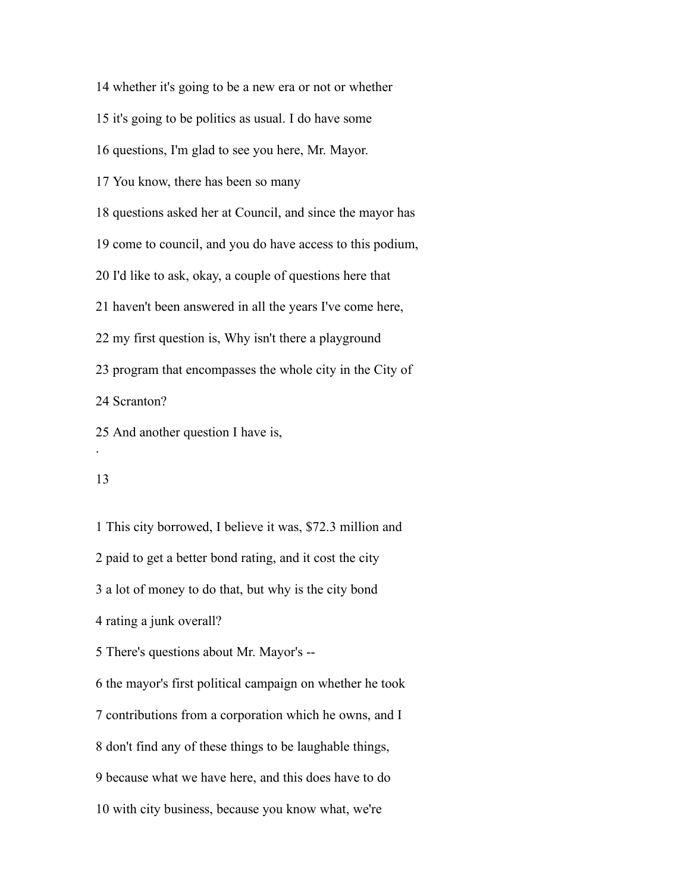14 whether it's going to be a new era or not or whether

15 it's going to be politics as usual. I do have some

16 questions, I'm glad to see you here, Mr. Mayor.

17 You know, there has been so many

18 questions asked her at Council, and since the mayor has

19 come to council, and you do have access to this podium,

20 I'd like to ask, okay, a couple of questions here that

21 haven't been answered in all the years I've come here,

22 my first question is, Why isn't there a playground

23 program that encompasses the whole city in the City of

24 Scranton?

25 And another question I have is,

1 This city borrowed, I believe it was, $72.3 million and

2 paid to get a better bond rating, and it cost the city

3 a lot of money to do that, but why is the city bond

4 rating a junk overall?

5 There's questions about Mr. Mayor's --

6 the mayor's first political campaign on whether he took

7 contributions from a corporation which he owns, and I

8 don't find any of these things to be laughable things,

9 because what we have here, and this does have to do

10 with city business, because you know what, we're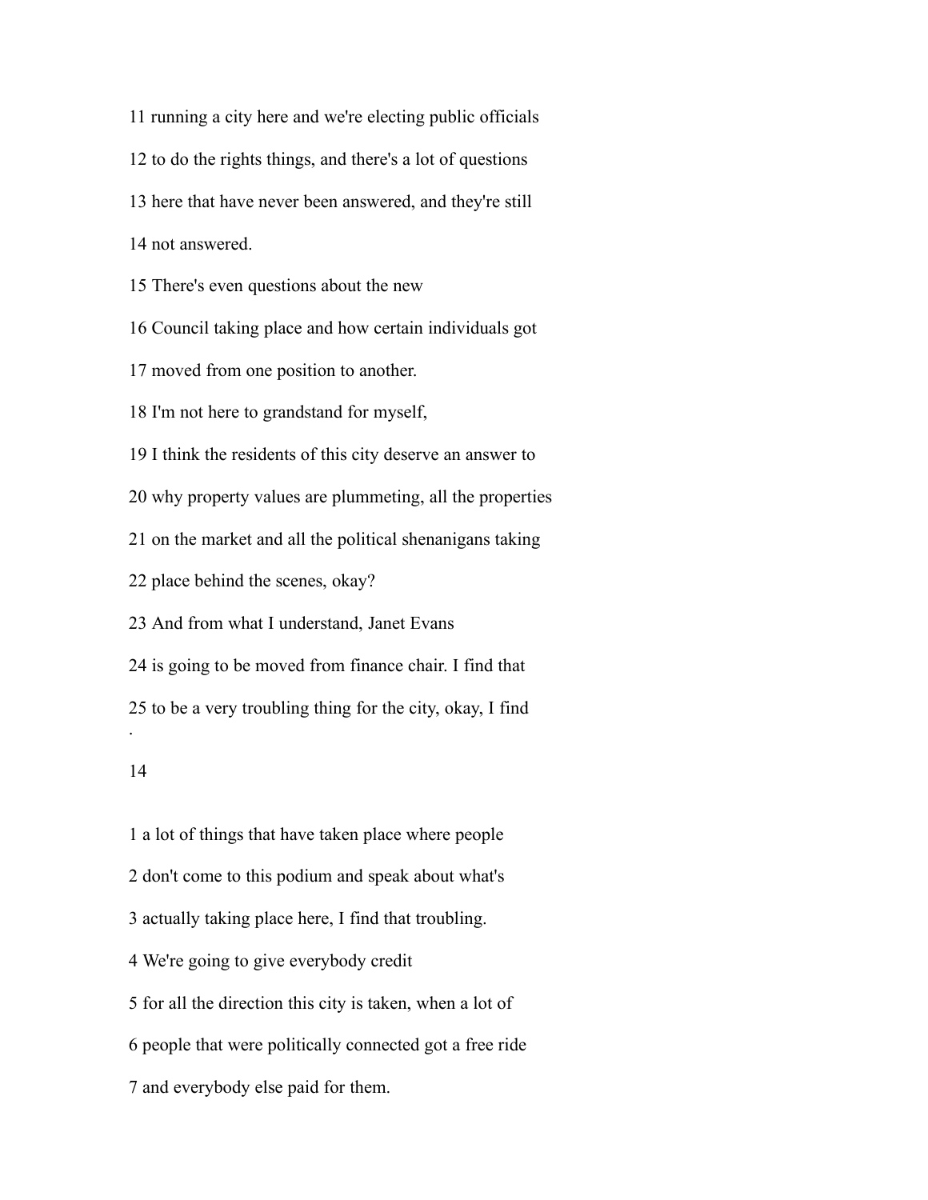11 running a city here and we're electing public officials

12 to do the rights things, and there's a lot of questions

13 here that have never been answered, and they're still

14 not answered.

15 There's even questions about the new

16 Council taking place and how certain individuals got

17 moved from one position to another.

18 I'm not here to grandstand for myself,

19 I think the residents of this city deserve an answer to

20 why property values are plummeting, all the properties

21 on the market and all the political shenanigans taking

22 place behind the scenes, okay?

23 And from what I understand, Janet Evans

24 is going to be moved from finance chair. I find that

25 to be a very troubling thing for the city, okay, I find

1 a lot of things that have taken place where people

2 don't come to this podium and speak about what's

3 actually taking place here, I find that troubling.

4 We're going to give everybody credit

5 for all the direction this city is taken, when a lot of

6 people that were politically connected got a free ride

7 and everybody else paid for them.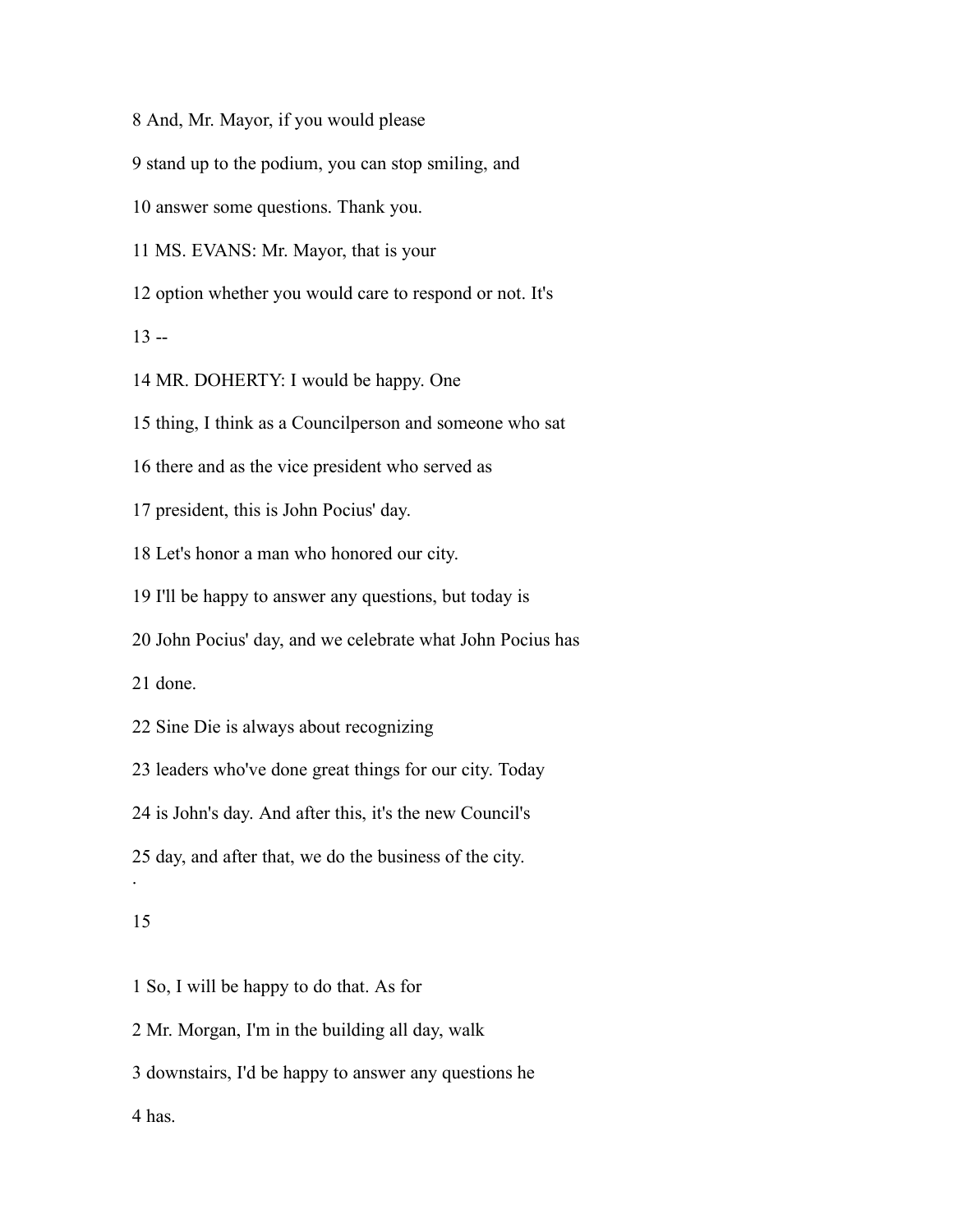8 And, Mr. Mayor, if you would please

9 stand up to the podium, you can stop smiling, and

10 answer some questions. Thank you.

11 MS. EVANS: Mr. Mayor, that is your

12 option whether you would care to respond or not. It's

13 --

14 MR. DOHERTY: I would be happy. One

15 thing, I think as a Councilperson and someone who sat

16 there and as the vice president who served as

17 president, this is John Pocius' day.

18 Let's honor a man who honored our city.

19 I'll be happy to answer any questions, but today is

20 John Pocius' day, and we celebrate what John Pocius has

21 done.

22 Sine Die is always about recognizing

23 leaders who've done great things for our city. Today

24 is John's day. And after this, it's the new Council's

25 day, and after that, we do the business of the city.

1 So, I will be happy to do that. As for

2 Mr. Morgan, I'm in the building all day, walk

3 downstairs, I'd be happy to answer any questions he

4 has.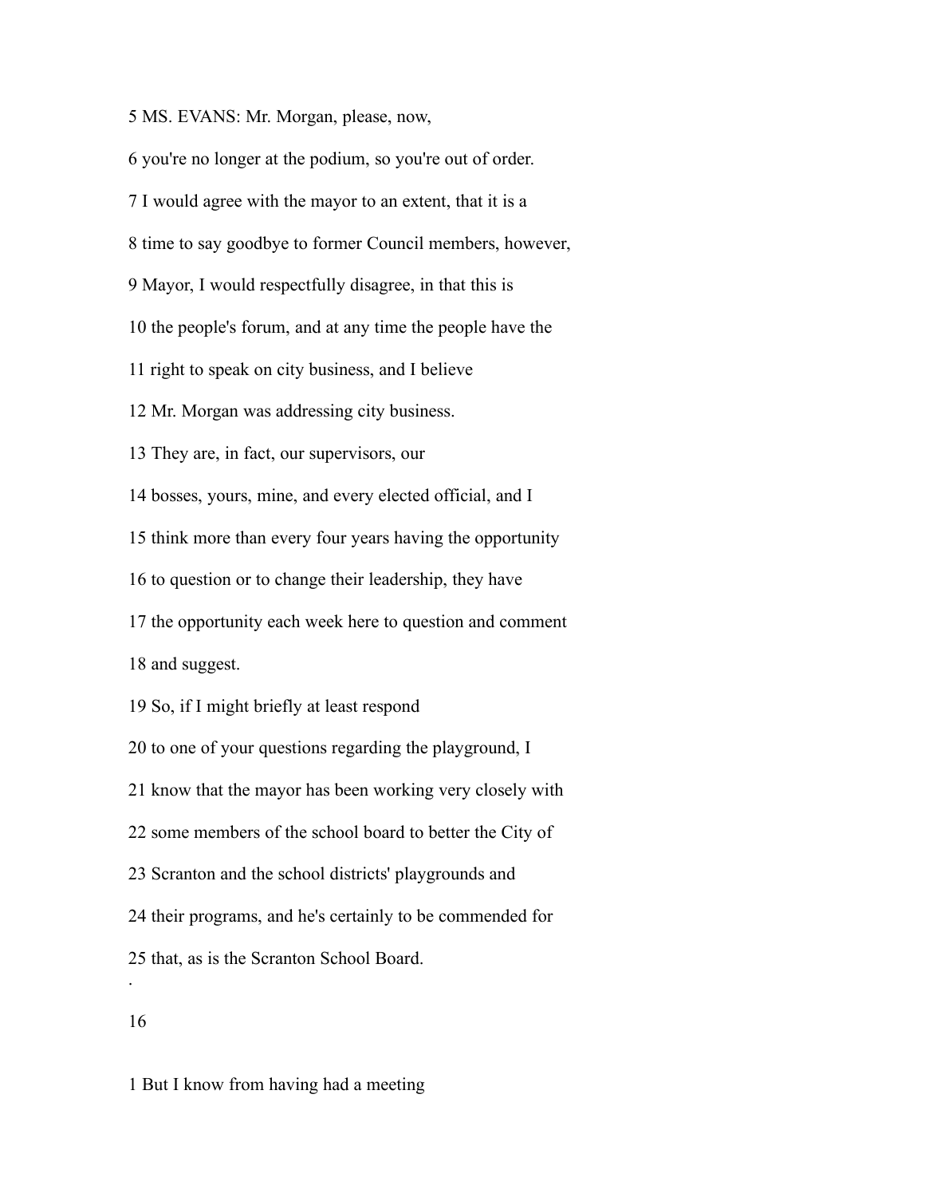5 MS. EVANS: Mr. Morgan, please, now,

6 you're no longer at the podium, so you're out of order.

7 I would agree with the mayor to an extent, that it is a

8 time to say goodbye to former Council members, however,

9 Mayor, I would respectfully disagree, in that this is

10 the people's forum, and at any time the people have the

11 right to speak on city business, and I believe

12 Mr. Morgan was addressing city business.

13 They are, in fact, our supervisors, our

14 bosses, yours, mine, and every elected official, and I

15 think more than every four years having the opportunity

16 to question or to change their leadership, they have

17 the opportunity each week here to question and comment

18 and suggest.

19 So, if I might briefly at least respond

20 to one of your questions regarding the playground, I

21 know that the mayor has been working very closely with

22 some members of the school board to better the City of

23 Scranton and the school districts' playgrounds and

24 their programs, and he's certainly to be commended for

25 that, as is the Scranton School Board.

1 But I know from having had a meeting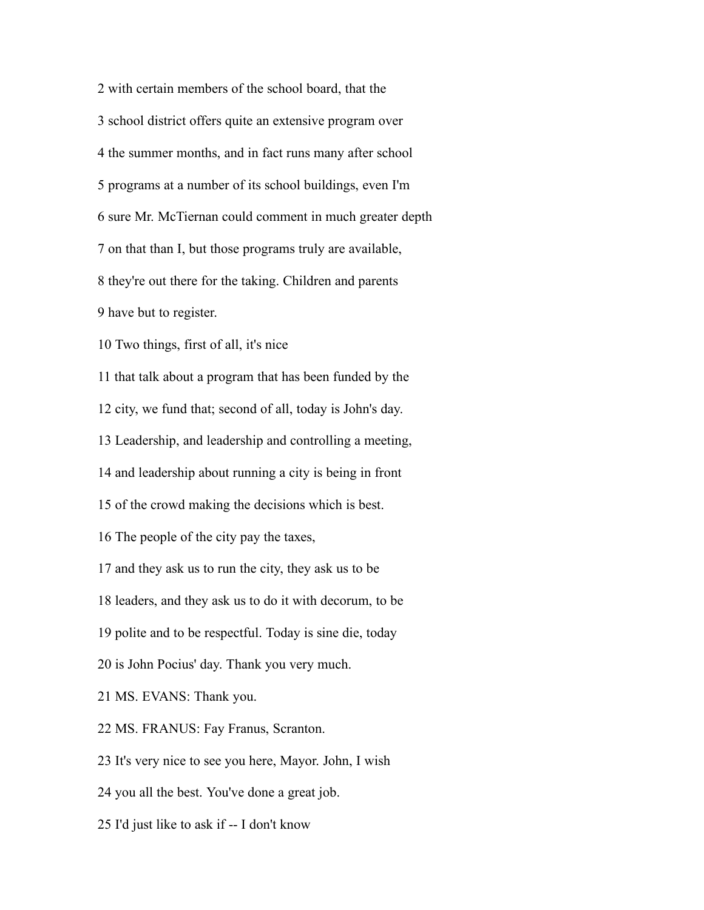2 with certain members of the school board, that the

3 school district offers quite an extensive program over

4 the summer months, and in fact runs many after school

5 programs at a number of its school buildings, even I'm

6 sure Mr. McTiernan could comment in much greater depth

7 on that than I, but those programs truly are available,

8 they're out there for the taking. Children and parents

9 have but to register.

10 Two things, first of all, it's nice

11 that talk about a program that has been funded by the

12 city, we fund that; second of all, today is John's day.

13 Leadership, and leadership and controlling a meeting,

14 and leadership about running a city is being in front

15 of the crowd making the decisions which is best.

16 The people of the city pay the taxes,

17 and they ask us to run the city, they ask us to be

18 leaders, and they ask us to do it with decorum, to be

19 polite and to be respectful. Today is sine die, today

20 is John Pocius' day. Thank you very much.

21 MS. EVANS: Thank you.

22 MS. FRANUS: Fay Franus, Scranton.

23 It's very nice to see you here, Mayor. John, I wish

24 you all the best. You've done a great job.

25 I'd just like to ask if -- I don't know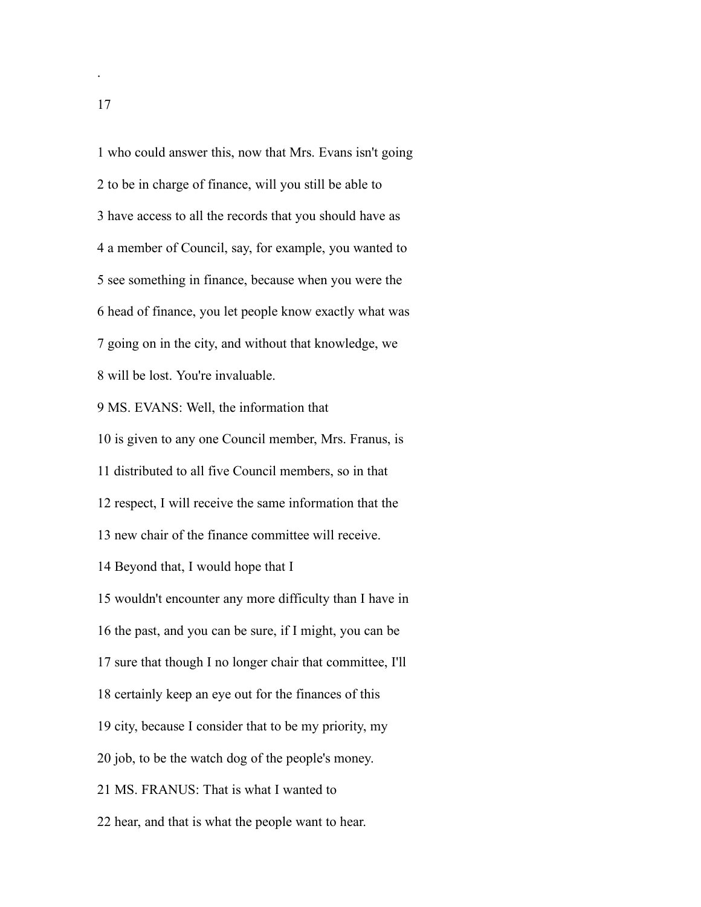1 who could answer this, now that Mrs. Evans isn't going

2 to be in charge of finance, will you still be able to

3 have access to all the records that you should have as

4 a member of Council, say, for example, you wanted to

5 see something in finance, because when you were the

6 head of finance, you let people know exactly what was

7 going on in the city, and without that knowledge, we

8 will be lost. You're invaluable.

9 MS. EVANS: Well, the information that

10 is given to any one Council member, Mrs. Franus, is

11 distributed to all five Council members, so in that

12 respect, I will receive the same information that the

13 new chair of the finance committee will receive.

14 Beyond that, I would hope that I

15 wouldn't encounter any more difficulty than I have in

16 the past, and you can be sure, if I might, you can be

17 sure that though I no longer chair that committee, I'll

18 certainly keep an eye out for the finances of this

19 city, because I consider that to be my priority, my

20 job, to be the watch dog of the people's money.

21 MS. FRANUS: That is what I wanted to

22 hear, and that is what the people want to hear.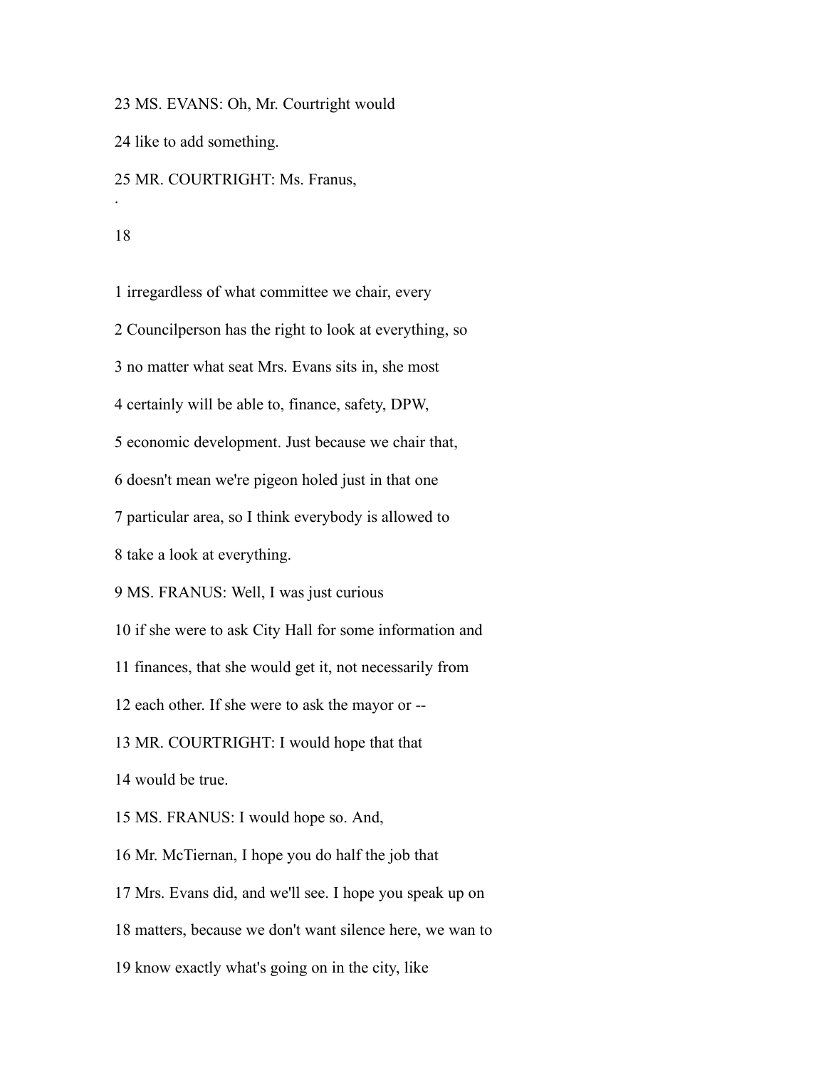23 MS. EVANS: Oh, Mr. Courtright would

24 like to add something.

25 MR. COURTRIGHT: Ms. Franus,

1 irregardless of what committee we chair, every

2 Councilperson has the right to look at everything, so

3 no matter what seat Mrs. Evans sits in, she most

4 certainly will be able to, finance, safety, DPW,

5 economic development. Just because we chair that,

6 doesn't mean we're pigeon holed just in that one

7 particular area, so I think everybody is allowed to

8 take a look at everything.

9 MS. FRANUS: Well, I was just curious

10 if she were to ask City Hall for some information and

11 finances, that she would get it, not necessarily from

12 each other. If she were to ask the mayor or --

13 MR. COURTRIGHT: I would hope that that

14 would be true.

15 MS. FRANUS: I would hope so. And,

16 Mr. McTiernan, I hope you do half the job that

17 Mrs. Evans did, and we'll see. I hope you speak up on

18 matters, because we don't want silence here, we wan to

19 know exactly what's going on in the city, like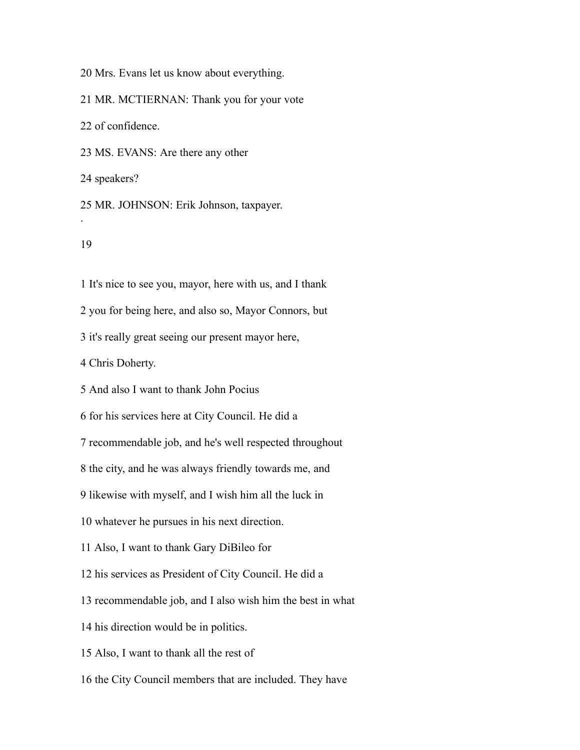20 Mrs. Evans let us know about everything.

21 MR. MCTIERNAN: Thank you for your vote

22 of confidence.

23 MS. EVANS: Are there any other

24 speakers?

25 MR. JOHNSON: Erik Johnson, taxpayer.

1 It's nice to see you, mayor, here with us, and I thank

2 you for being here, and also so, Mayor Connors, but

3 it's really great seeing our present mayor here,

4 Chris Doherty.

5 And also I want to thank John Pocius

6 for his services here at City Council. He did a

7 recommendable job, and he's well respected throughout

8 the city, and he was always friendly towards me, and

9 likewise with myself, and I wish him all the luck in

10 whatever he pursues in his next direction.

11 Also, I want to thank Gary DiBileo for

12 his services as President of City Council. He did a

13 recommendable job, and I also wish him the best in what

14 his direction would be in politics.

15 Also, I want to thank all the rest of

16 the City Council members that are included. They have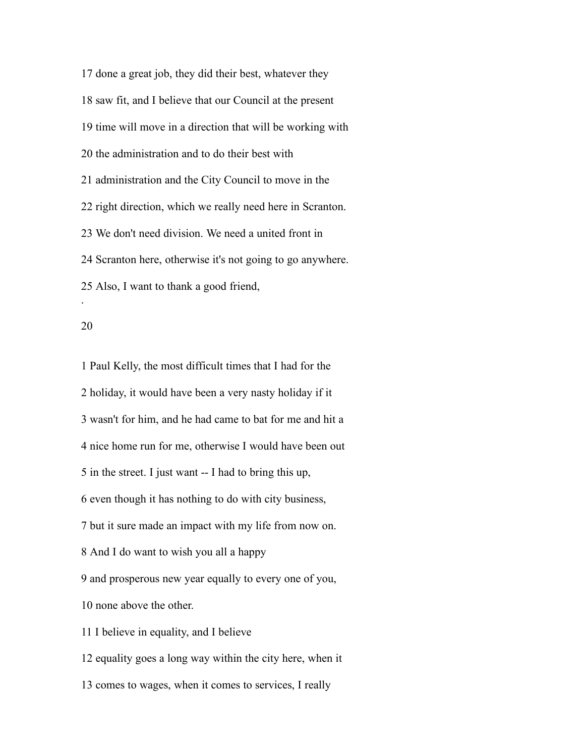17 done a great job, they did their best, whatever they

18 saw fit, and I believe that our Council at the present

19 time will move in a direction that will be working with

20 the administration and to do their best with

21 administration and the City Council to move in the

22 right direction, which we really need here in Scranton.

23 We don't need division. We need a united front in

24 Scranton here, otherwise it's not going to go anywhere.

25 Also, I want to thank a good friend,

1 Paul Kelly, the most difficult times that I had for the

2 holiday, it would have been a very nasty holiday if it

3 wasn't for him, and he had came to bat for me and hit a

4 nice home run for me, otherwise I would have been out

5 in the street. I just want -- I had to bring this up,

6 even though it has nothing to do with city business,

7 but it sure made an impact with my life from now on.

8 And I do want to wish you all a happy

9 and prosperous new year equally to every one of you,

10 none above the other.

11 I believe in equality, and I believe

12 equality goes a long way within the city here, when it

13 comes to wages, when it comes to services, I really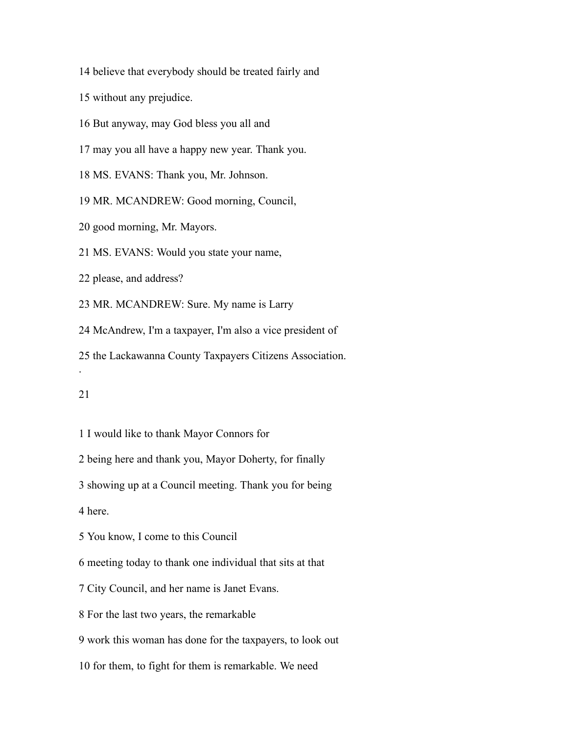14 believe that everybody should be treated fairly and

15 without any prejudice.

16 But anyway, may God bless you all and

17 may you all have a happy new year. Thank you.

18 MS. EVANS: Thank you, Mr. Johnson.

19 MR. MCANDREW: Good morning, Council,

20 good morning, Mr. Mayors.

21 MS. EVANS: Would you state your name,

22 please, and address?

23 MR. MCANDREW: Sure. My name is Larry

24 McAndrew, I'm a taxpayer, I'm also a vice president of

25 the Lackawanna County Taxpayers Citizens Association.

1 I would like to thank Mayor Connors for

2 being here and thank you, Mayor Doherty, for finally

3 showing up at a Council meeting. Thank you for being

4 here.

5 You know, I come to this Council

6 meeting today to thank one individual that sits at that

7 City Council, and her name is Janet Evans.

8 For the last two years, the remarkable

9 work this woman has done for the taxpayers, to look out

10 for them, to fight for them is remarkable. We need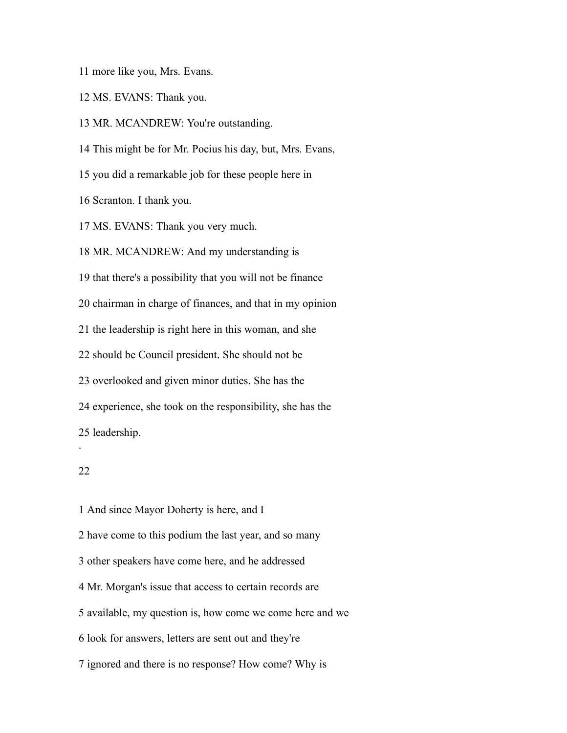11 more like you, Mrs. Evans.

12 MS. EVANS: Thank you.

13 MR. MCANDREW: You're outstanding.

14 This might be for Mr. Pocius his day, but, Mrs. Evans,

15 you did a remarkable job for these people here in

16 Scranton. I thank you.

17 MS. EVANS: Thank you very much.

18 MR. MCANDREW: And my understanding is

19 that there's a possibility that you will not be finance

20 chairman in charge of finances, and that in my opinion

21 the leadership is right here in this woman, and she

22 should be Council president. She should not be

23 overlooked and given minor duties. She has the

24 experience, she took on the responsibility, she has the

25 leadership.

1 And since Mayor Doherty is here, and I

2 have come to this podium the last year, and so many

3 other speakers have come here, and he addressed

4 Mr. Morgan's issue that access to certain records are

5 available, my question is, how come we come here and we

6 look for answers, letters are sent out and they're

7 ignored and there is no response? How come? Why is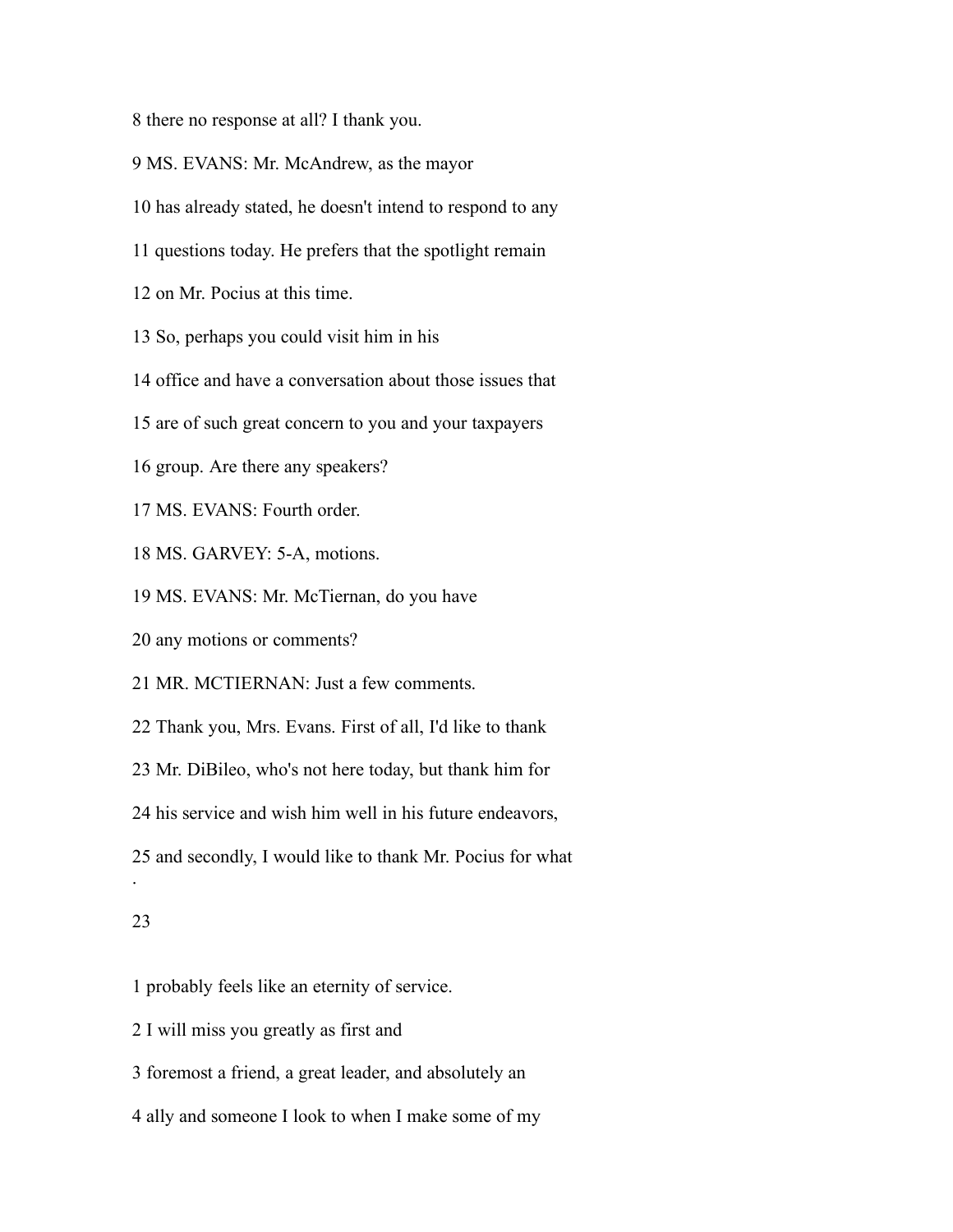8 there no response at all? I thank you.

9 MS. EVANS: Mr. McAndrew, as the mayor

10 has already stated, he doesn't intend to respond to any

11 questions today. He prefers that the spotlight remain

12 on Mr. Pocius at this time.

13 So, perhaps you could visit him in his

14 office and have a conversation about those issues that

15 are of such great concern to you and your taxpayers

16 group. Are there any speakers?

17 MS. EVANS: Fourth order.

18 MS. GARVEY: 5-A, motions.

19 MS. EVANS: Mr. McTiernan, do you have

20 any motions or comments?

21 MR. MCTIERNAN: Just a few comments.

22 Thank you, Mrs. Evans. First of all, I'd like to thank

23 Mr. DiBileo, who's not here today, but thank him for

24 his service and wish him well in his future endeavors,

25 and secondly, I would like to thank Mr. Pocius for what

1 probably feels like an eternity of service.

2 I will miss you greatly as first and

3 foremost a friend, a great leader, and absolutely an

4 ally and someone I look to when I make some of my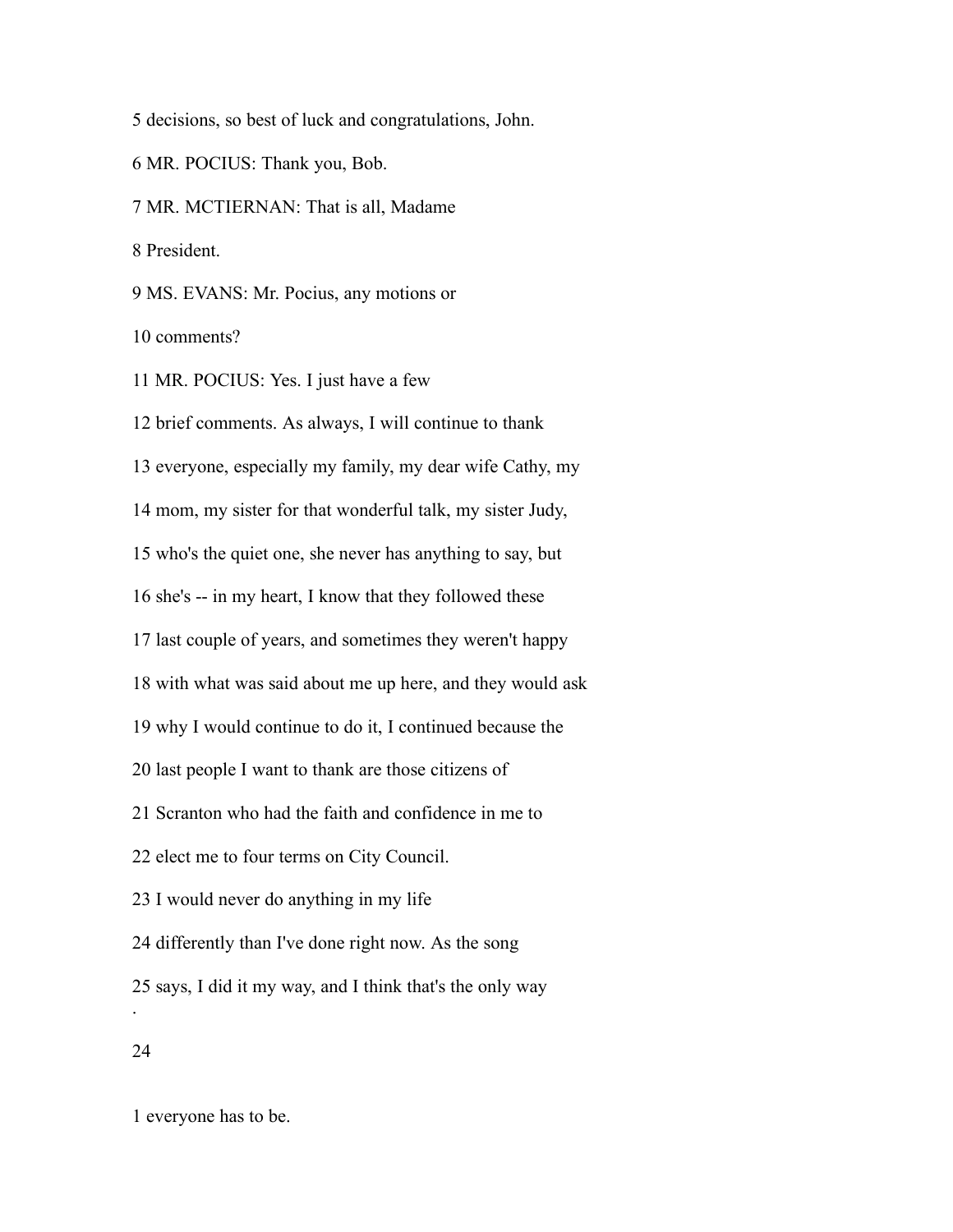5 decisions, so best of luck and congratulations, John.

6 MR. POCIUS: Thank you, Bob.

7 MR. MCTIERNAN: That is all, Madame

8 President.

9 MS. EVANS: Mr. Pocius, any motions or

10 comments?

11 MR. POCIUS: Yes. I just have a few

12 brief comments. As always, I will continue to thank

13 everyone, especially my family, my dear wife Cathy, my

14 mom, my sister for that wonderful talk, my sister Judy,

15 who's the quiet one, she never has anything to say, but

16 she's -- in my heart, I know that they followed these

17 last couple of years, and sometimes they weren't happy

18 with what was said about me up here, and they would ask

19 why I would continue to do it, I continued because the

20 last people I want to thank are those citizens of

21 Scranton who had the faith and confidence in me to

22 elect me to four terms on City Council.

23 I would never do anything in my life

24 differently than I've done right now. As the song

25 says, I did it my way, and I think that's the only way

1 everyone has to be.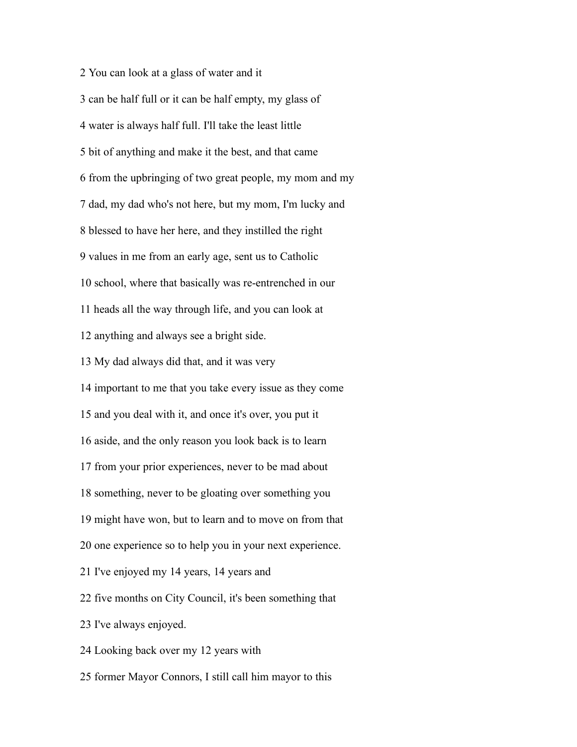2 You can look at a glass of water and it

3 can be half full or it can be half empty, my glass of

4 water is always half full. I'll take the least little

5 bit of anything and make it the best, and that came

6 from the upbringing of two great people, my mom and my

7 dad, my dad who's not here, but my mom, I'm lucky and

8 blessed to have her here, and they instilled the right

9 values in me from an early age, sent us to Catholic

10 school, where that basically was re-entrenched in our

11 heads all the way through life, and you can look at

12 anything and always see a bright side.

13 My dad always did that, and it was very

14 important to me that you take every issue as they come

15 and you deal with it, and once it's over, you put it

16 aside, and the only reason you look back is to learn

17 from your prior experiences, never to be mad about

18 something, never to be gloating over something you

19 might have won, but to learn and to move on from that

20 one experience so to help you in your next experience.

21 I've enjoyed my 14 years, 14 years and

22 five months on City Council, it's been something that

23 I've always enjoyed.

24 Looking back over my 12 years with

25 former Mayor Connors, I still call him mayor to this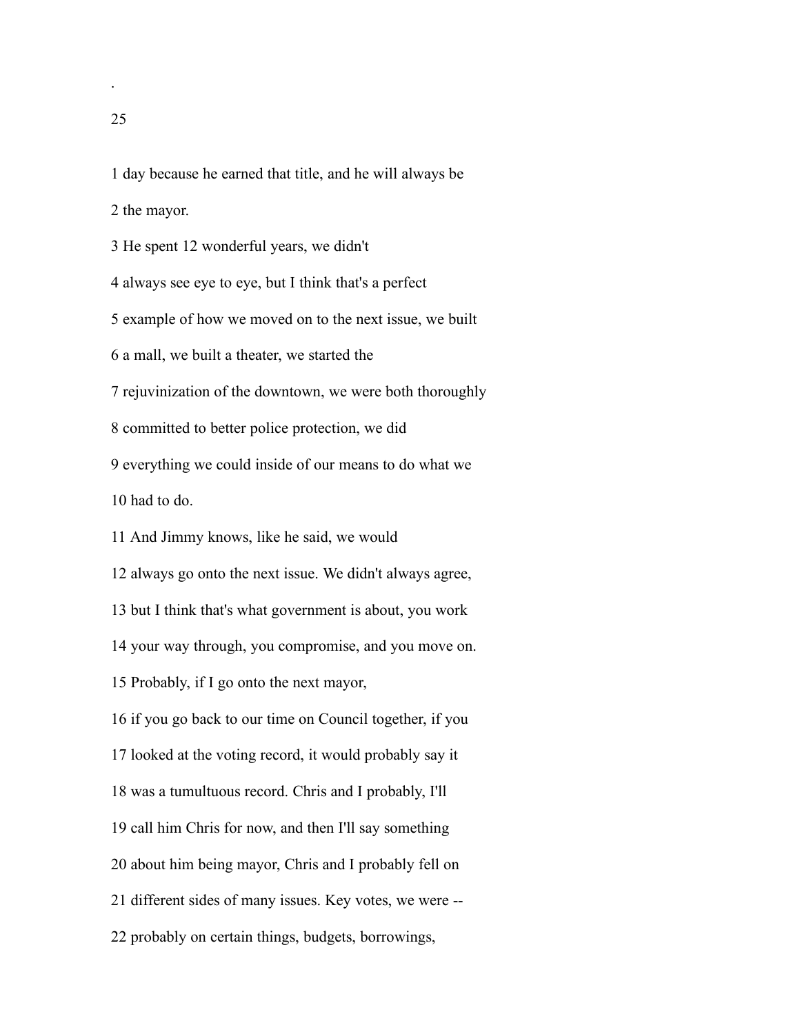1 day because he earned that title, and he will always be

2 the mayor.

3 He spent 12 wonderful years, we didn't

4 always see eye to eye, but I think that's a perfect

5 example of how we moved on to the next issue, we built

6 a mall, we built a theater, we started the

7 rejuvinization of the downtown, we were both thoroughly

8 committed to better police protection, we did

9 everything we could inside of our means to do what we

10 had to do.

11 And Jimmy knows, like he said, we would

12 always go onto the next issue. We didn't always agree,

13 but I think that's what government is about, you work

14 your way through, you compromise, and you move on.

15 Probably, if I go onto the next mayor,

16 if you go back to our time on Council together, if you

17 looked at the voting record, it would probably say it

18 was a tumultuous record. Chris and I probably, I'll

19 call him Chris for now, and then I'll say something

20 about him being mayor, Chris and I probably fell on

21 different sides of many issues. Key votes, we were --

22 probably on certain things, budgets, borrowings,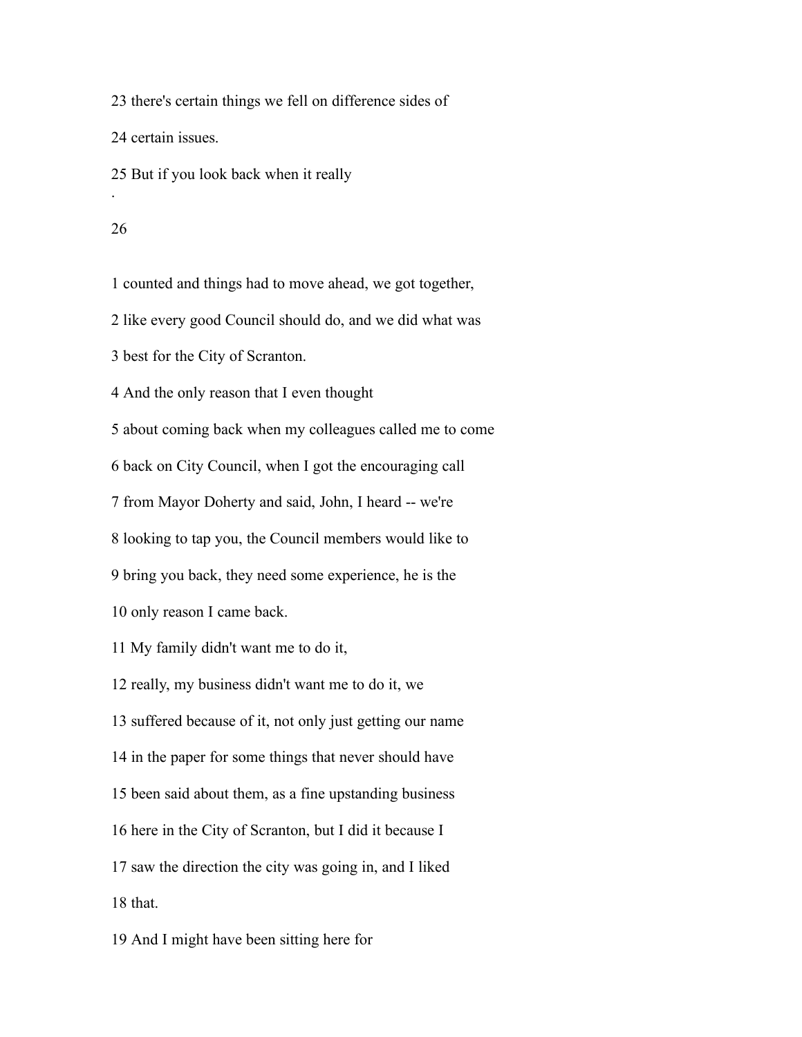23 there's certain things we fell on difference sides of

24 certain issues.

25 But if you look back when it really

1 counted and things had to move ahead, we got together,

2 like every good Council should do, and we did what was

3 best for the City of Scranton.

4 And the only reason that I even thought

5 about coming back when my colleagues called me to come

6 back on City Council, when I got the encouraging call

7 from Mayor Doherty and said, John, I heard -- we're

8 looking to tap you, the Council members would like to

9 bring you back, they need some experience, he is the

10 only reason I came back.

11 My family didn't want me to do it,

12 really, my business didn't want me to do it, we

13 suffered because of it, not only just getting our name

14 in the paper for some things that never should have

15 been said about them, as a fine upstanding business

16 here in the City of Scranton, but I did it because I

17 saw the direction the city was going in, and I liked

18 that.

19 And I might have been sitting here for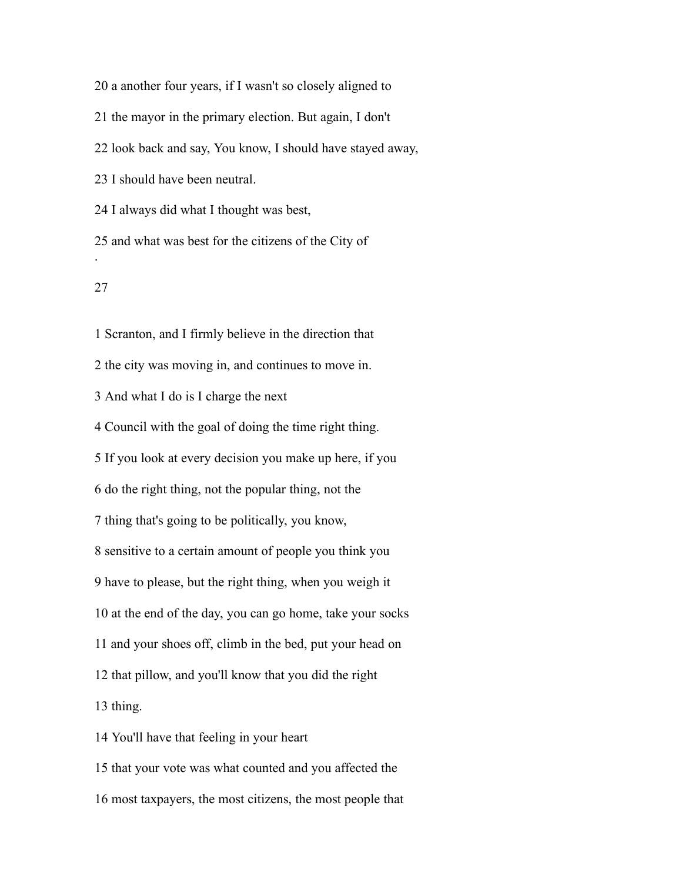20 a another four years, if I wasn't so closely aligned to

21 the mayor in the primary election. But again, I don't

22 look back and say, You know, I should have stayed away,

23 I should have been neutral.

24 I always did what I thought was best,

25 and what was best for the citizens of the City of

1 Scranton, and I firmly believe in the direction that

2 the city was moving in, and continues to move in.

3 And what I do is I charge the next

4 Council with the goal of doing the time right thing.

5 If you look at every decision you make up here, if you

6 do the right thing, not the popular thing, not the

7 thing that's going to be politically, you know,

8 sensitive to a certain amount of people you think you

9 have to please, but the right thing, when you weigh it

10 at the end of the day, you can go home, take your socks

11 and your shoes off, climb in the bed, put your head on

12 that pillow, and you'll know that you did the right

13 thing.

14 You'll have that feeling in your heart

15 that your vote was what counted and you affected the

16 most taxpayers, the most citizens, the most people that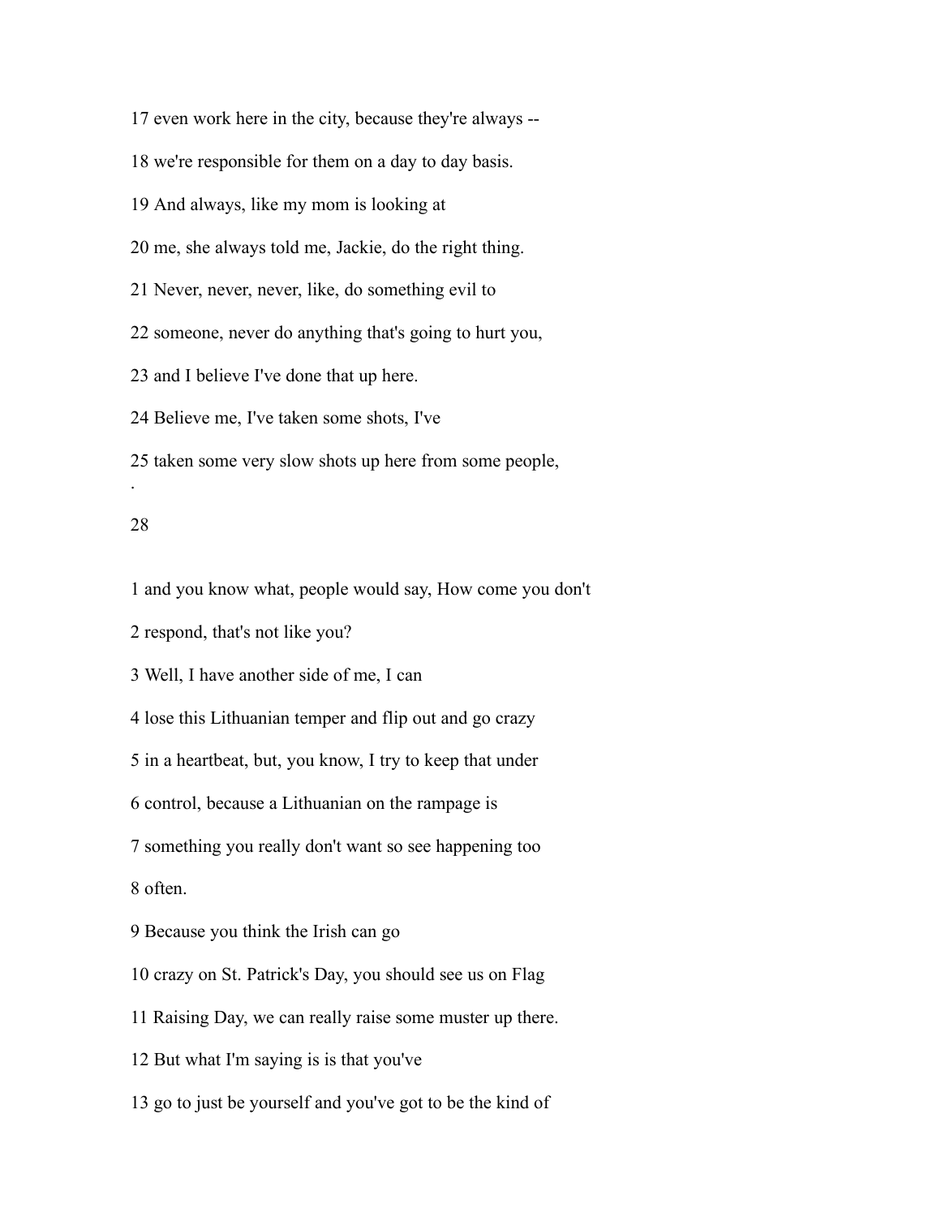17 even work here in the city, because they're always --

18 we're responsible for them on a day to day basis.

19 And always, like my mom is looking at

20 me, she always told me, Jackie, do the right thing.

21 Never, never, never, like, do something evil to

22 someone, never do anything that's going to hurt you,

23 and I believe I've done that up here.

24 Believe me, I've taken some shots, I've

25 taken some very slow shots up here from some people,

1 and you know what, people would say, How come you don't

2 respond, that's not like you?

3 Well, I have another side of me, I can

4 lose this Lithuanian temper and flip out and go crazy

5 in a heartbeat, but, you know, I try to keep that under

6 control, because a Lithuanian on the rampage is

7 something you really don't want so see happening too

8 often.

9 Because you think the Irish can go

10 crazy on St. Patrick's Day, you should see us on Flag

11 Raising Day, we can really raise some muster up there.

12 But what I'm saying is is that you've

13 go to just be yourself and you've got to be the kind of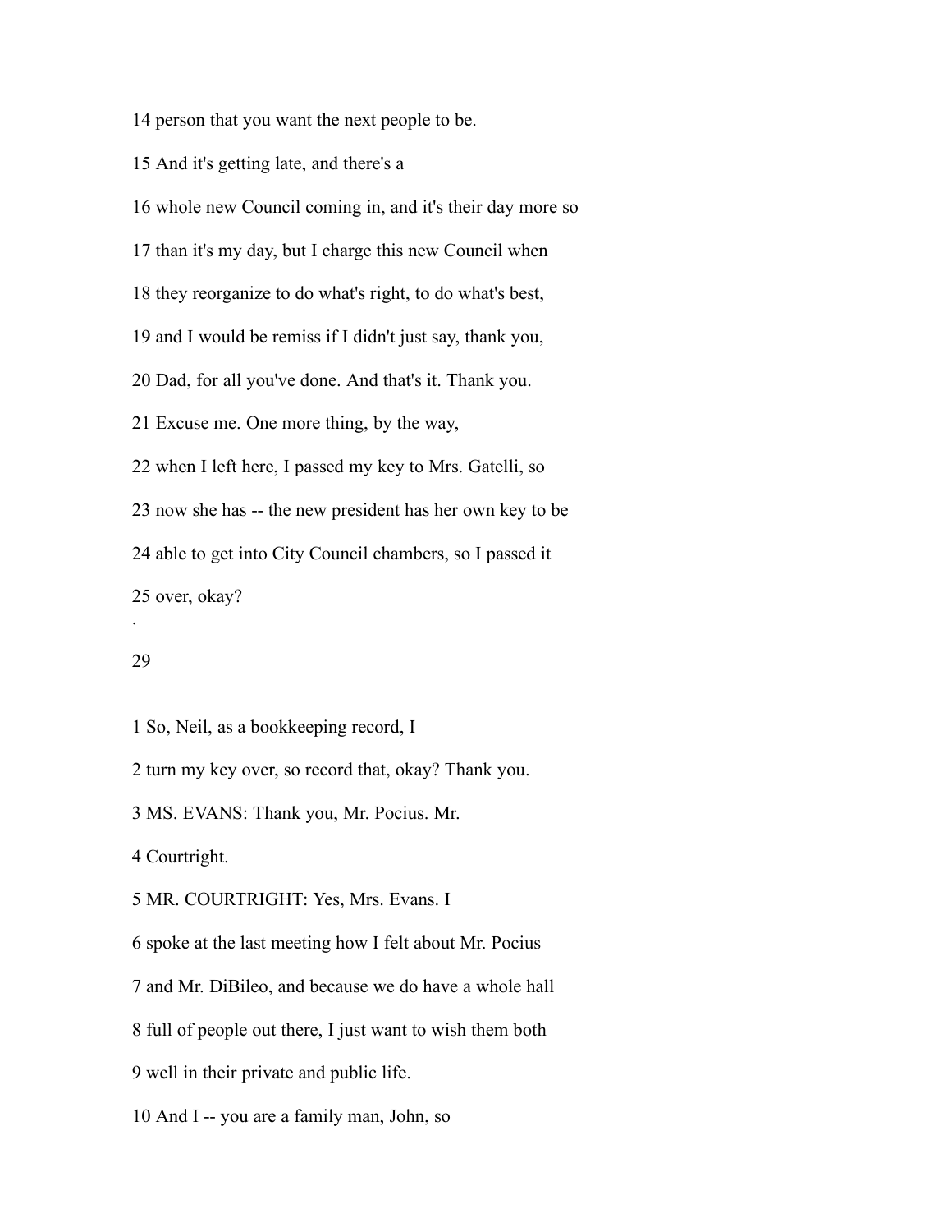14 person that you want the next people to be.

15 And it's getting late, and there's a

16 whole new Council coming in, and it's their day more so

17 than it's my day, but I charge this new Council when

18 they reorganize to do what's right, to do what's best,

19 and I would be remiss if I didn't just say, thank you,

20 Dad, for all you've done. And that's it. Thank you.

21 Excuse me. One more thing, by the way,

22 when I left here, I passed my key to Mrs. Gatelli, so

23 now she has -- the new president has her own key to be

24 able to get into City Council chambers, so I passed it

25 over, okay?

.

29

1 So, Neil, as a bookkeeping record, I

2 turn my key over, so record that, okay? Thank you.

3 MS. EVANS: Thank you, Mr. Pocius. Mr.

4 Courtright.

5 MR. COURTRIGHT: Yes, Mrs. Evans. I

6 spoke at the last meeting how I felt about Mr. Pocius

7 and Mr. DiBileo, and because we do have a whole hall

8 full of people out there, I just want to wish them both

9 well in their private and public life.

10 And I -- you are a family man, John, so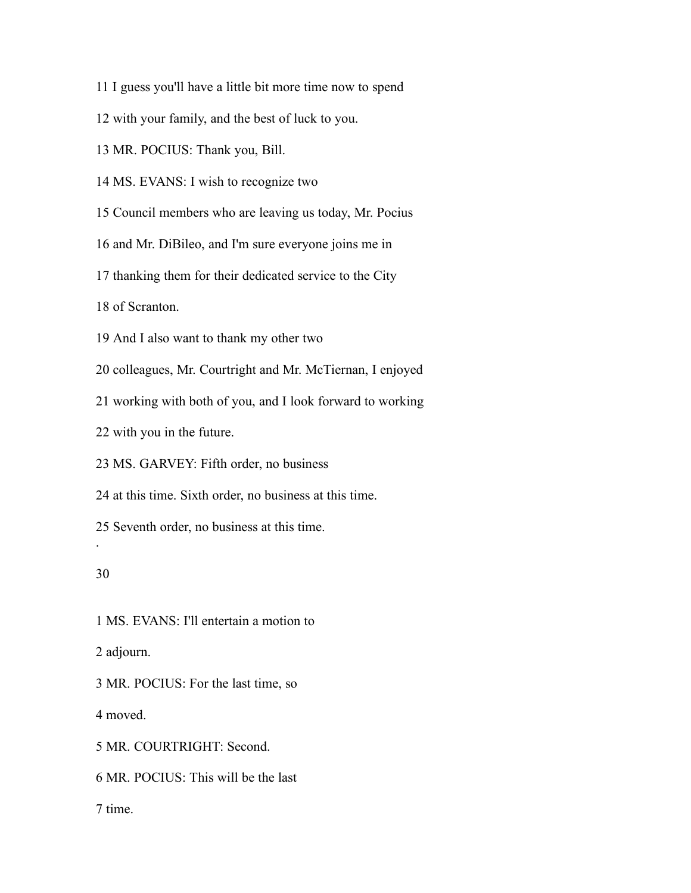11 I guess you'll have a little bit more time now to spend

12 with your family, and the best of luck to you.

13 MR. POCIUS: Thank you, Bill.

14 MS. EVANS: I wish to recognize two

15 Council members who are leaving us today, Mr. Pocius

16 and Mr. DiBileo, and I'm sure everyone joins me in

17 thanking them for their dedicated service to the City

18 of Scranton.

19 And I also want to thank my other two

20 colleagues, Mr. Courtright and Mr. McTiernan, I enjoyed

21 working with both of you, and I look forward to working

22 with you in the future.

23 MS. GARVEY: Fifth order, no business

24 at this time. Sixth order, no business at this time.

25 Seventh order, no business at this time.

1 MS. EVANS: I'll entertain a motion to

2 adjourn.

3 MR. POCIUS: For the last time, so

4 moved.

5 MR. COURTRIGHT: Second.

6 MR. POCIUS: This will be the last

7 time.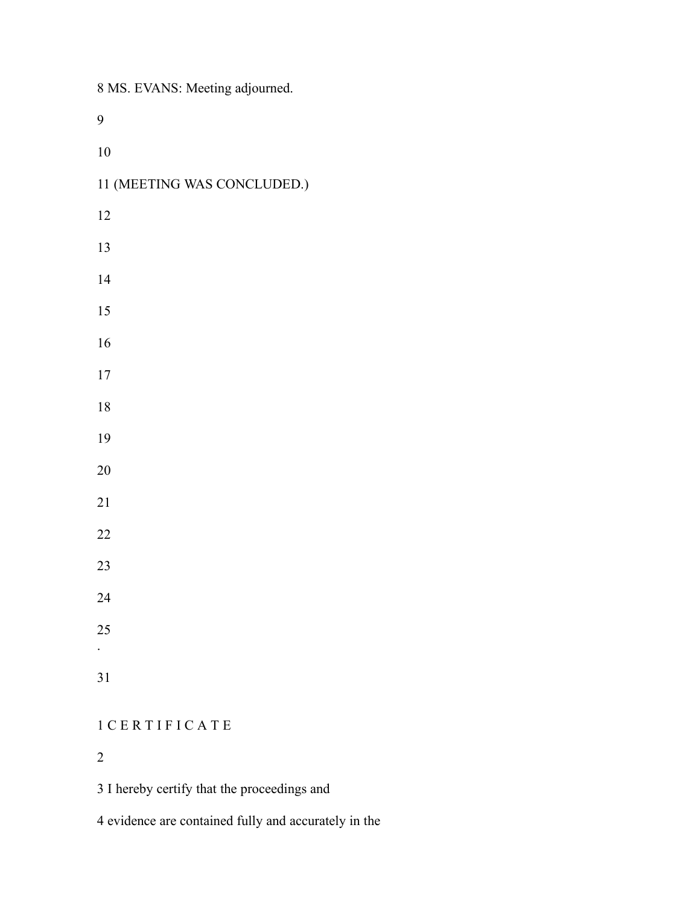8 MS. EVANS: Meeting adjourned.

9

10

11 (MEETING WAS CONCLUDED.)

12

13

14

15

16

17

18

19

20

21

22

23

24

25

1 C E R T I F I C A T E

2

3 I hereby certify that the proceedings and

4 evidence are contained fully and accurately in the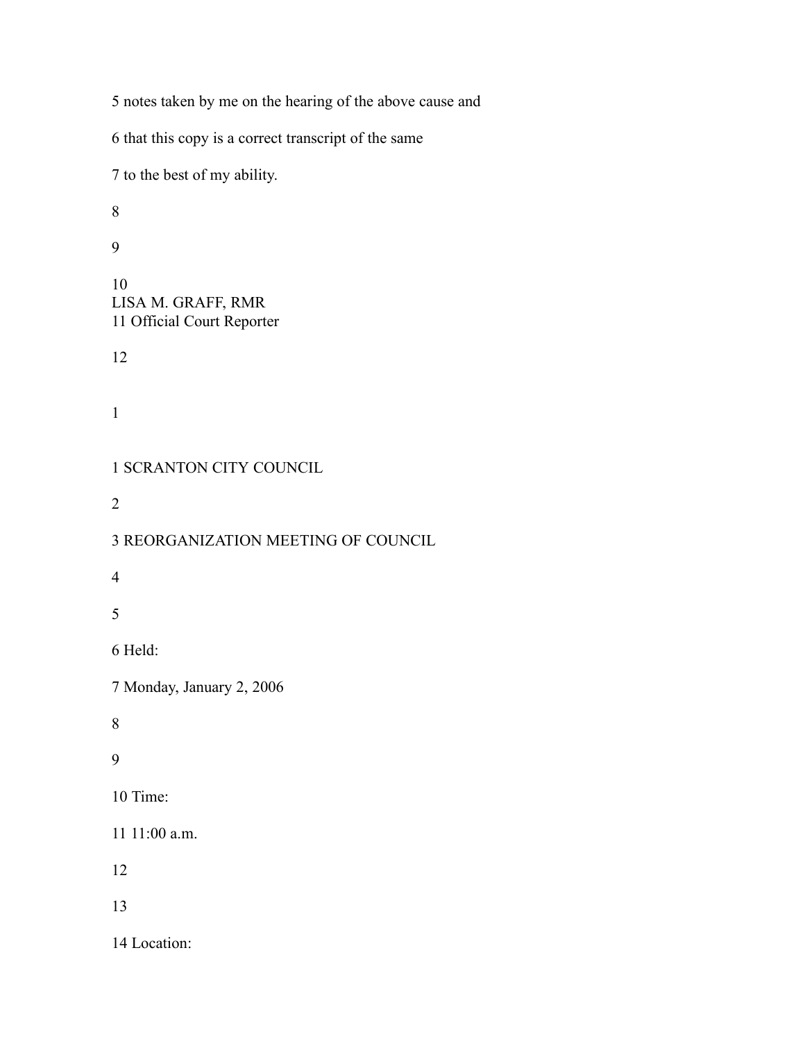5 notes taken by me on the hearing of the above cause and

6 that this copy is a correct transcript of the same

7 to the best of my ability.

8

9

10
LISA M. GRAFF, RMR
11 Official Court Reporter

12

1

1 SCRANTON CITY COUNCIL

2

3 REORGANIZATION MEETING OF COUNCIL

4

5

6 Held:

7 Monday, January 2, 2006

8

9

10 Time:

11 11:00 a.m.

12

13

14 Location: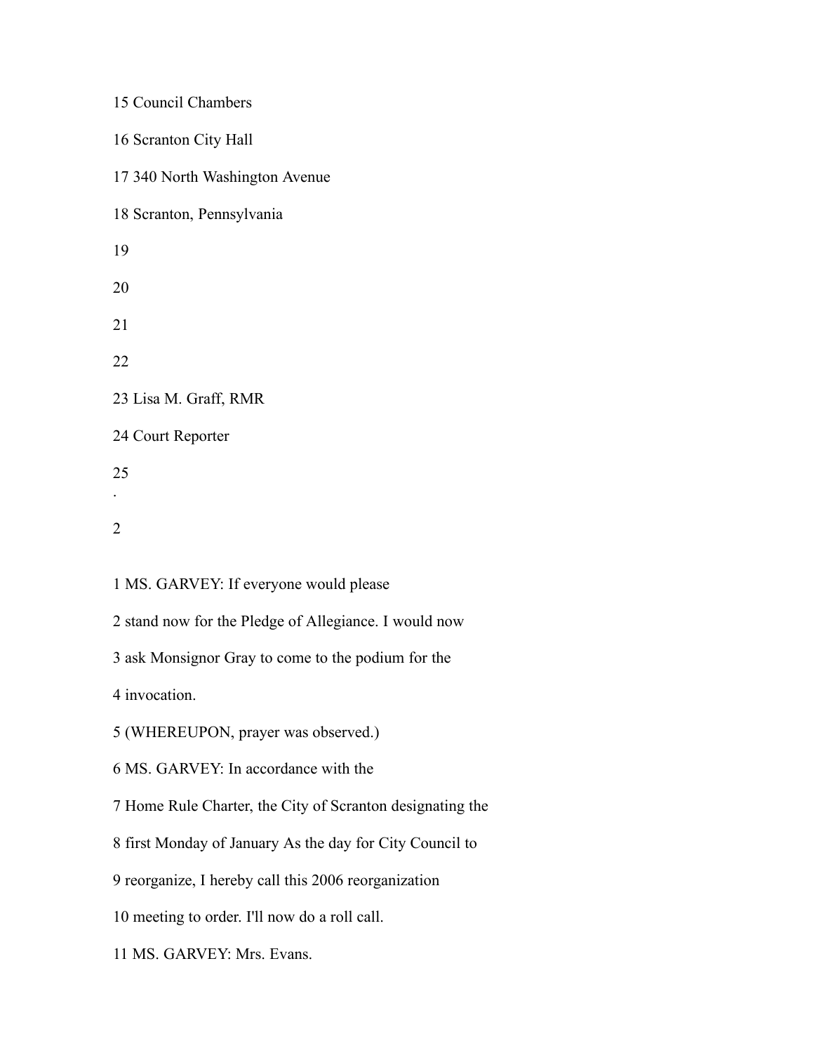15 Council Chambers

16 Scranton City Hall

17 340 North Washington Avenue

18 Scranton, Pennsylvania

19

20

21

22

23 Lisa M. Graff, RMR

24 Court Reporter

25

1 MS. GARVEY: If everyone would please

2 stand now for the Pledge of Allegiance. I would now

3 ask Monsignor Gray to come to the podium for the

4 invocation.

5 (WHEREUPON, prayer was observed.)

6 MS. GARVEY: In accordance with the

7 Home Rule Charter, the City of Scranton designating the

8 first Monday of January As the day for City Council to

9 reorganize, I hereby call this 2006 reorganization

10 meeting to order. I'll now do a roll call.

11 MS. GARVEY: Mrs. Evans.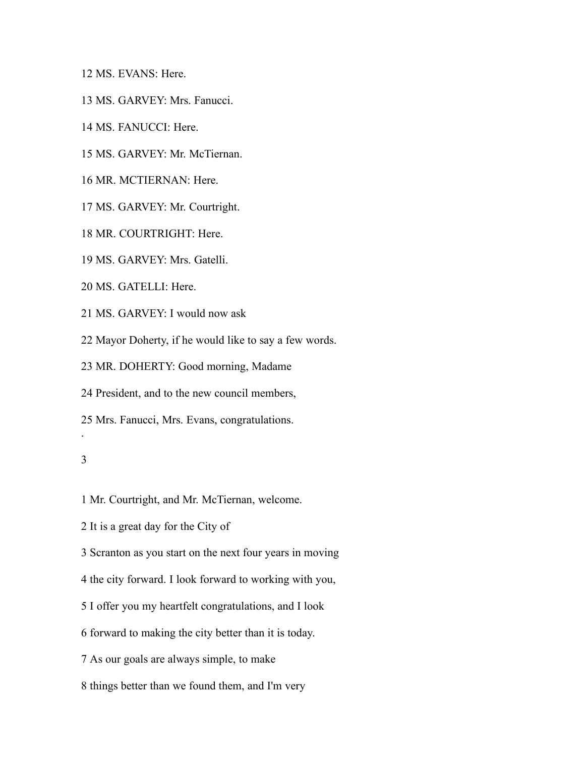12 MS. EVANS: Here.

13 MS. GARVEY: Mrs. Fanucci.

14 MS. FANUCCI: Here.

15 MS. GARVEY: Mr. McTiernan.

16 MR. MCTIERNAN: Here.

17 MS. GARVEY: Mr. Courtright.

18 MR. COURTRIGHT: Here.

19 MS. GARVEY: Mrs. Gatelli.

20 MS. GATELLI: Here.

21 MS. GARVEY: I would now ask

22 Mayor Doherty, if he would like to say a few words.

23 MR. DOHERTY: Good morning, Madame

24 President, and to the new council members,

25 Mrs. Fanucci, Mrs. Evans, congratulations.

1 Mr. Courtright, and Mr. McTiernan, welcome.

2 It is a great day for the City of

3 Scranton as you start on the next four years in moving

4 the city forward. I look forward to working with you,

5 I offer you my heartfelt congratulations, and I look

6 forward to making the city better than it is today.

7 As our goals are always simple, to make

8 things better than we found them, and I'm very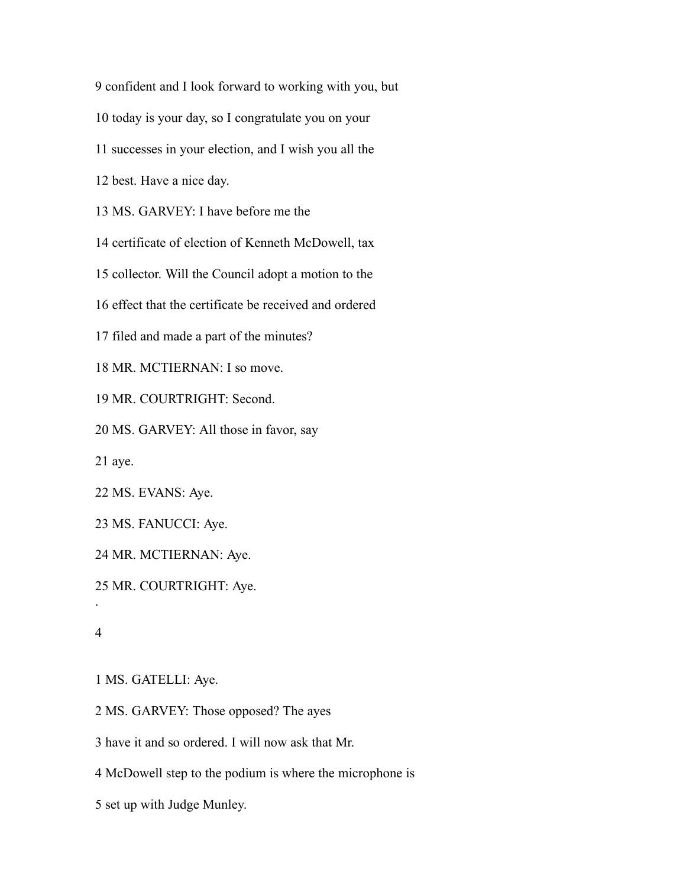9 confident and I look forward to working with you, but

10 today is your day, so I congratulate you on your

11 successes in your election, and I wish you all the

12 best. Have a nice day.

13 MS. GARVEY: I have before me the

14 certificate of election of Kenneth McDowell, tax

15 collector. Will the Council adopt a motion to the

16 effect that the certificate be received and ordered

17 filed and made a part of the minutes?

18 MR. MCTIERNAN: I so move.

19 MR. COURTRIGHT: Second.

20 MS. GARVEY: All those in favor, say

21 aye.

22 MS. EVANS: Aye.

23 MS. FANUCCI: Aye.

24 MR. MCTIERNAN: Aye.

25 MR. COURTRIGHT: Aye.

1 MS. GATELLI: Aye.

2 MS. GARVEY: Those opposed? The ayes

3 have it and so ordered. I will now ask that Mr.

4 McDowell step to the podium is where the microphone is

5 set up with Judge Munley.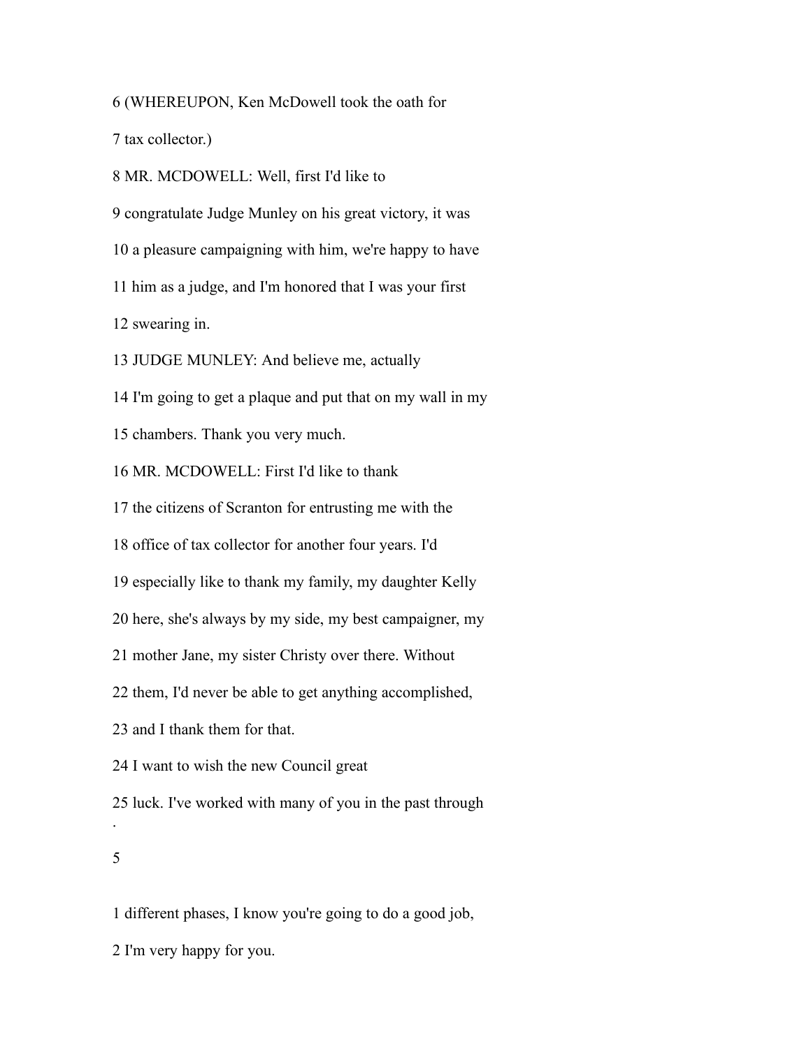6 (WHEREUPON, Ken McDowell took the oath for

7 tax collector.)

8 MR. MCDOWELL: Well, first I'd like to

9 congratulate Judge Munley on his great victory, it was

10 a pleasure campaigning with him, we're happy to have

11 him as a judge, and I'm honored that I was your first

12 swearing in.

13 JUDGE MUNLEY: And believe me, actually

14 I'm going to get a plaque and put that on my wall in my

15 chambers. Thank you very much.

16 MR. MCDOWELL: First I'd like to thank

17 the citizens of Scranton for entrusting me with the

18 office of tax collector for another four years. I'd

19 especially like to thank my family, my daughter Kelly

20 here, she's always by my side, my best campaigner, my

21 mother Jane, my sister Christy over there. Without

22 them, I'd never be able to get anything accomplished,

23 and I thank them for that.

24 I want to wish the new Council great

25 luck. I've worked with many of you in the past through

1 different phases, I know you're going to do a good job,

2 I'm very happy for you.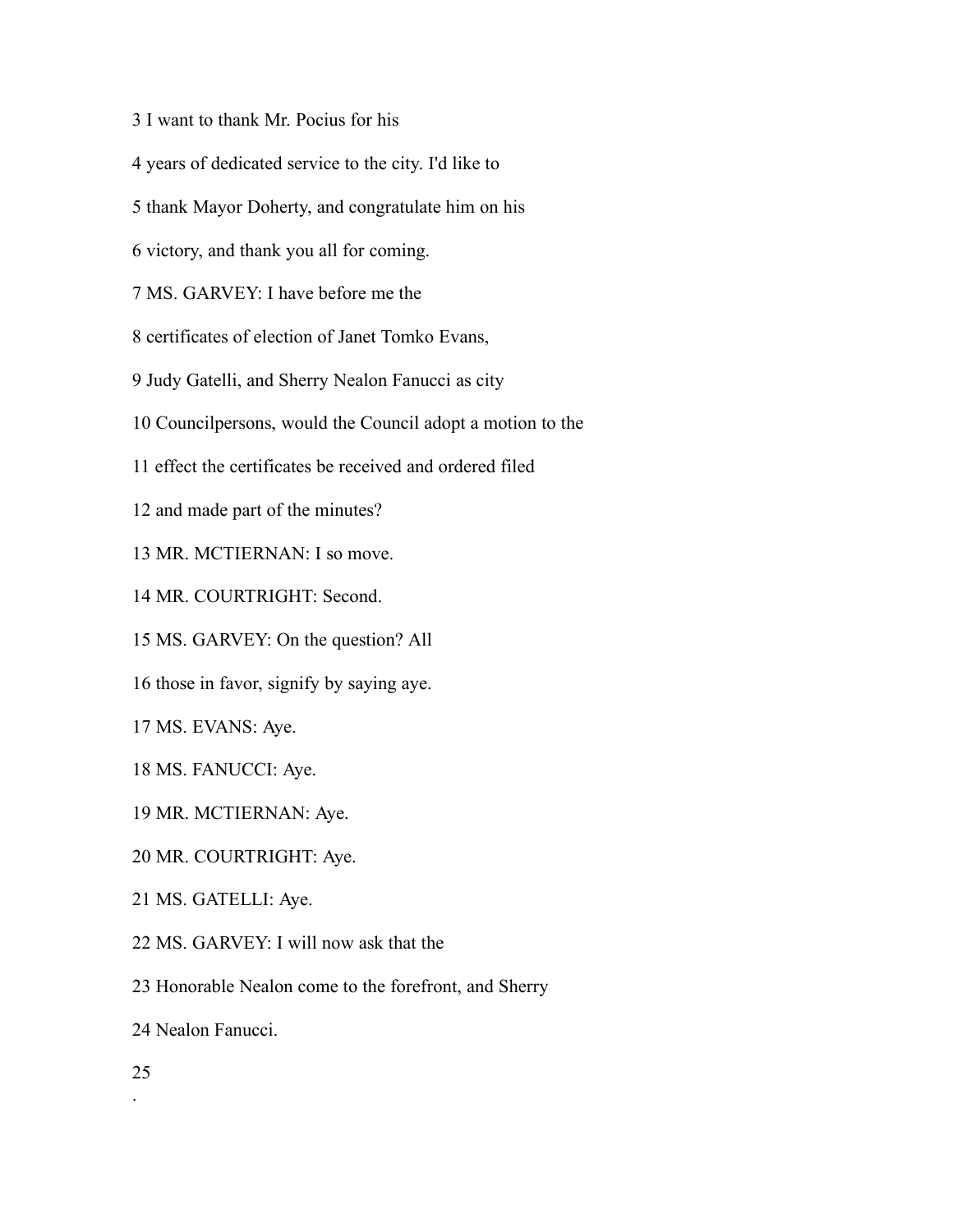3 I want to thank Mr. Pocius for his

4 years of dedicated service to the city. I'd like to

5 thank Mayor Doherty, and congratulate him on his

6 victory, and thank you all for coming.

7 MS. GARVEY: I have before me the

8 certificates of election of Janet Tomko Evans,

9 Judy Gatelli, and Sherry Nealon Fanucci as city

10 Councilpersons, would the Council adopt a motion to the

11 effect the certificates be received and ordered filed

12 and made part of the minutes?

13 MR. MCTIERNAN: I so move.

14 MR. COURTRIGHT: Second.

15 MS. GARVEY: On the question? All

16 those in favor, signify by saying aye.

17 MS. EVANS: Aye.

18 MS. FANUCCI: Aye.

19 MR. MCTIERNAN: Aye.

20 MR. COURTRIGHT: Aye.

21 MS. GATELLI: Aye.

22 MS. GARVEY: I will now ask that the

23 Honorable Nealon come to the forefront, and Sherry

24 Nealon Fanucci.

25

.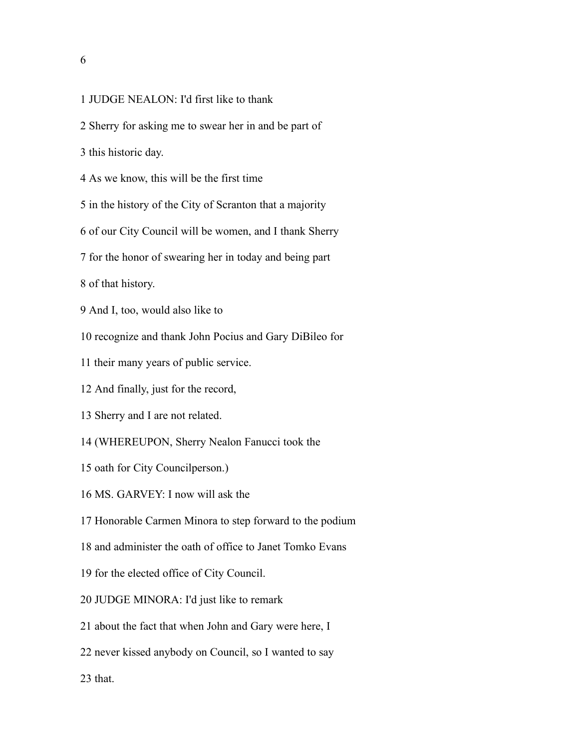1 JUDGE NEALON: I'd first like to thank

2 Sherry for asking me to swear her in and be part of

3 this historic day.

4 As we know, this will be the first time

5 in the history of the City of Scranton that a majority

6 of our City Council will be women, and I thank Sherry

7 for the honor of swearing her in today and being part

8 of that history.

9 And I, too, would also like to

10 recognize and thank John Pocius and Gary DiBileo for

11 their many years of public service.

12 And finally, just for the record,

13 Sherry and I are not related.

14 (WHEREUPON, Sherry Nealon Fanucci took the

15 oath for City Councilperson.)

16 MS. GARVEY: I now will ask the

17 Honorable Carmen Minora to step forward to the podium

18 and administer the oath of office to Janet Tomko Evans

19 for the elected office of City Council.

20 JUDGE MINORA: I'd just like to remark

21 about the fact that when John and Gary were here, I

22 never kissed anybody on Council, so I wanted to say

23 that.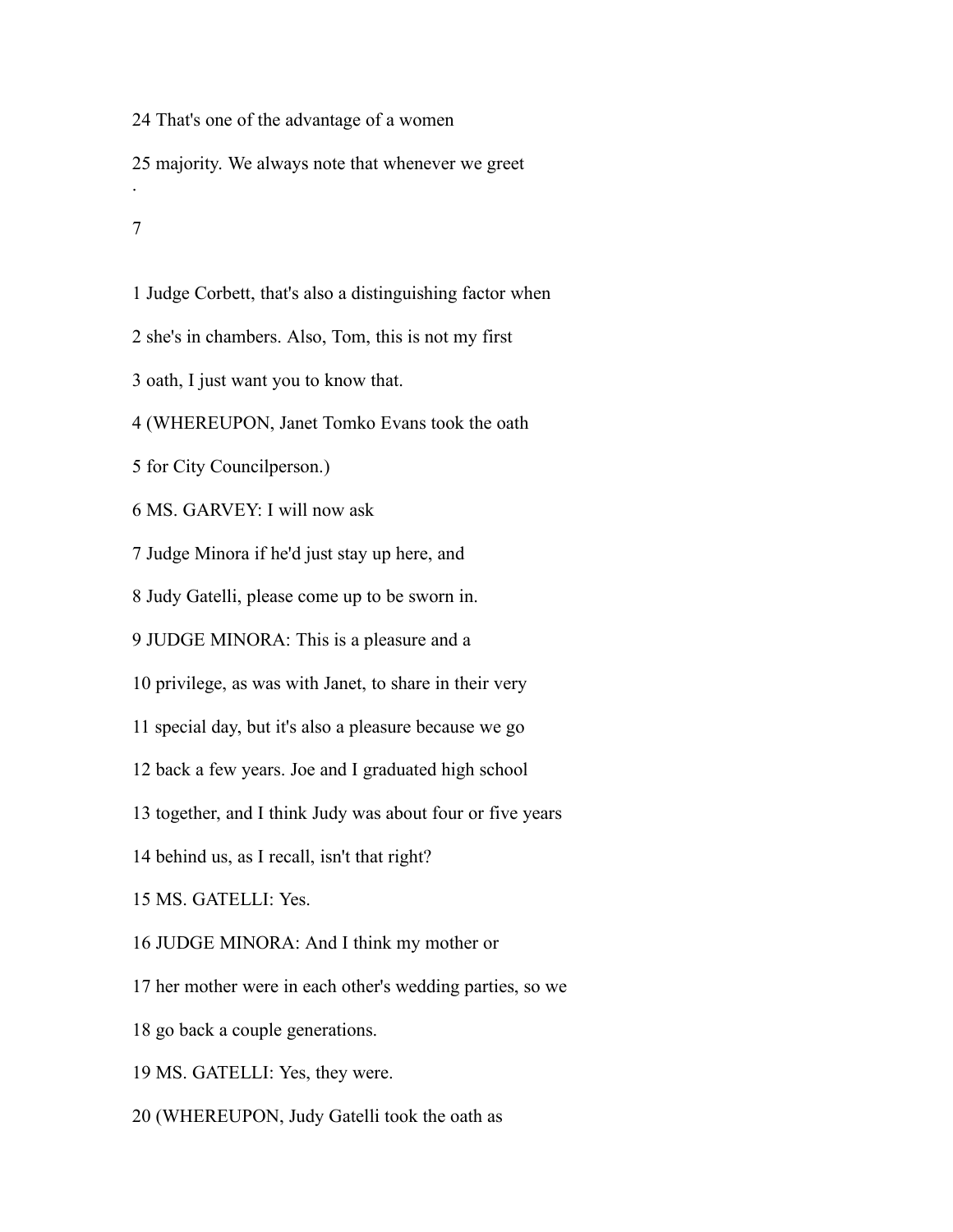24 That's one of the advantage of a women

25 majority. We always note that whenever we greet

1 Judge Corbett, that's also a distinguishing factor when

2 she's in chambers. Also, Tom, this is not my first

3 oath, I just want you to know that.

4 (WHEREUPON, Janet Tomko Evans took the oath

5 for City Councilperson.)

6 MS. GARVEY: I will now ask

7 Judge Minora if he'd just stay up here, and

8 Judy Gatelli, please come up to be sworn in.

9 JUDGE MINORA: This is a pleasure and a

10 privilege, as was with Janet, to share in their very

11 special day, but it's also a pleasure because we go

12 back a few years. Joe and I graduated high school

13 together, and I think Judy was about four or five years

14 behind us, as I recall, isn't that right?

15 MS. GATELLI: Yes.

16 JUDGE MINORA: And I think my mother or

17 her mother were in each other's wedding parties, so we

18 go back a couple generations.

19 MS. GATELLI: Yes, they were.

20 (WHEREUPON, Judy Gatelli took the oath as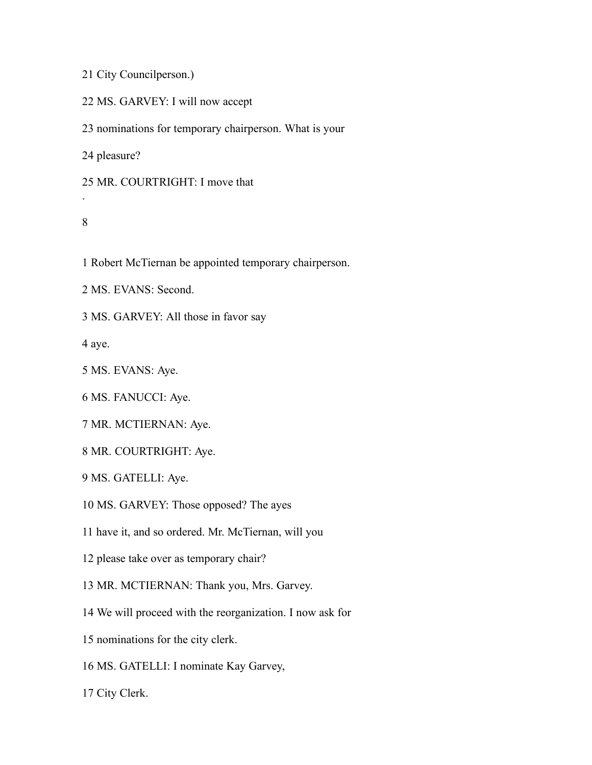21 City Councilperson.)

22 MS. GARVEY: I will now accept

23 nominations for temporary chairperson. What is your

24 pleasure?

25 MR. COURTRIGHT: I move that

1 Robert McTiernan be appointed temporary chairperson.

2 MS. EVANS: Second.

3 MS. GARVEY: All those in favor say

4 aye.

5 MS. EVANS: Aye.

6 MS. FANUCCI: Aye.

7 MR. MCTIERNAN: Aye.

8 MR. COURTRIGHT: Aye.

9 MS. GATELLI: Aye.

10 MS. GARVEY: Those opposed? The ayes

11 have it, and so ordered. Mr. McTiernan, will you

12 please take over as temporary chair?

13 MR. MCTIERNAN: Thank you, Mrs. Garvey.

14 We will proceed with the reorganization. I now ask for

15 nominations for the city clerk.

16 MS. GATELLI: I nominate Kay Garvey,

17 City Clerk.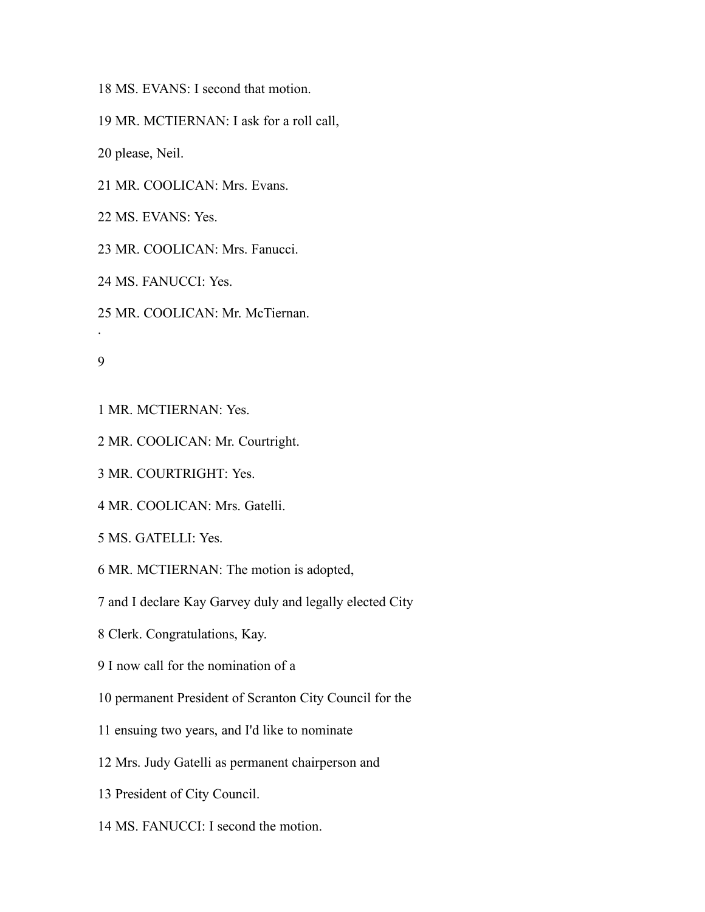18 MS. EVANS: I second that motion.

19 MR. MCTIERNAN: I ask for a roll call,

20 please, Neil.

21 MR. COOLICAN: Mrs. Evans.

22 MS. EVANS: Yes.

23 MR. COOLICAN: Mrs. Fanucci.

24 MS. FANUCCI: Yes.

25 MR. COOLICAN: Mr. McTiernan.

.

1 MR. MCTIERNAN: Yes.

2 MR. COOLICAN: Mr. Courtright.

3 MR. COURTRIGHT: Yes.

4 MR. COOLICAN: Mrs. Gatelli.

5 MS. GATELLI: Yes.

6 MR. MCTIERNAN: The motion is adopted,

7 and I declare Kay Garvey duly and legally elected City

8 Clerk. Congratulations, Kay.

9 I now call for the nomination of a

10 permanent President of Scranton City Council for the

11 ensuing two years, and I'd like to nominate

12 Mrs. Judy Gatelli as permanent chairperson and

13 President of City Council.

14 MS. FANUCCI: I second the motion.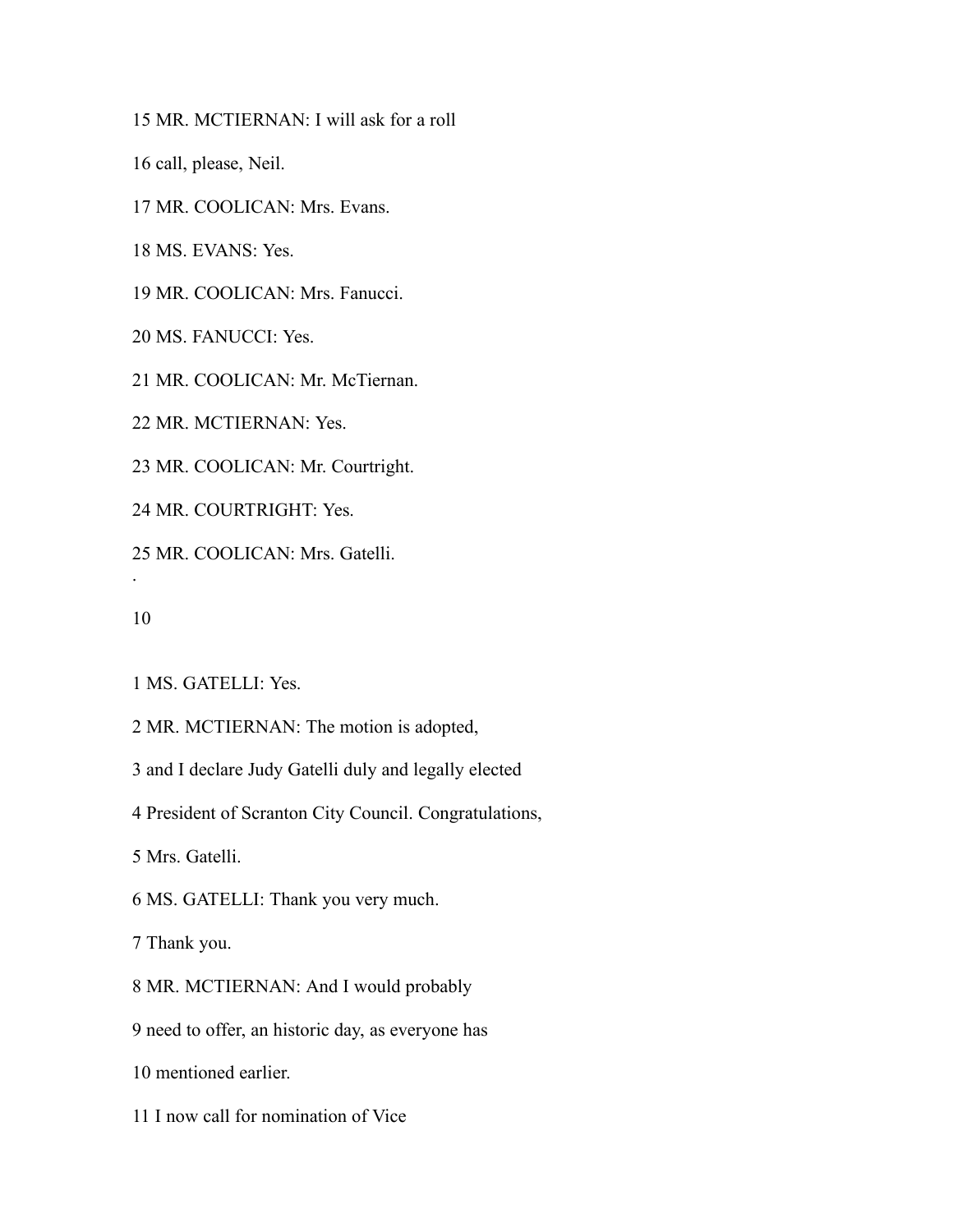15 MR. MCTIERNAN: I will ask for a roll

16 call, please, Neil.

17 MR. COOLICAN: Mrs. Evans.

18 MS. EVANS: Yes.

19 MR. COOLICAN: Mrs. Fanucci.

20 MS. FANUCCI: Yes.

21 MR. COOLICAN: Mr. McTiernan.

22 MR. MCTIERNAN: Yes.

23 MR. COOLICAN: Mr. Courtright.

24 MR. COURTRIGHT: Yes.

25 MR. COOLICAN: Mrs. Gatelli.

1 MS. GATELLI: Yes.

2 MR. MCTIERNAN: The motion is adopted,

3 and I declare Judy Gatelli duly and legally elected

4 President of Scranton City Council. Congratulations,

5 Mrs. Gatelli.

6 MS. GATELLI: Thank you very much.

7 Thank you.

8 MR. MCTIERNAN: And I would probably

9 need to offer, an historic day, as everyone has

10 mentioned earlier.

11 I now call for nomination of Vice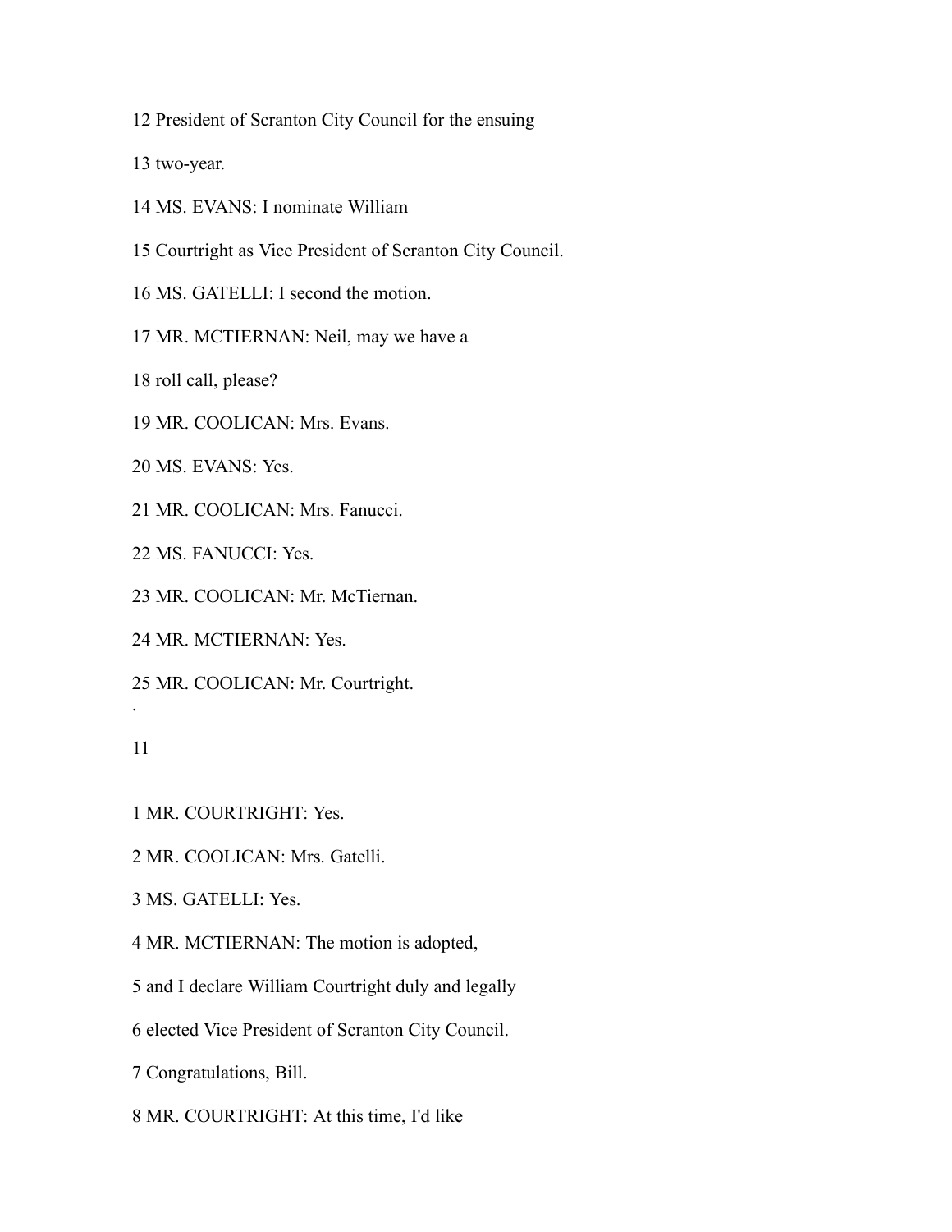12 President of Scranton City Council for the ensuing

13 two-year.

14 MS. EVANS: I nominate William

15 Courtright as Vice President of Scranton City Council.

16 MS. GATELLI: I second the motion.

17 MR. MCTIERNAN: Neil, may we have a

18 roll call, please?

19 MR. COOLICAN: Mrs. Evans.

20 MS. EVANS: Yes.

21 MR. COOLICAN: Mrs. Fanucci.

22 MS. FANUCCI: Yes.

23 MR. COOLICAN: Mr. McTiernan.

24 MR. MCTIERNAN: Yes.

25 MR. COOLICAN: Mr. Courtright.

.

11

1 MR. COURTRIGHT: Yes.

2 MR. COOLICAN: Mrs. Gatelli.

3 MS. GATELLI: Yes.

4 MR. MCTIERNAN: The motion is adopted,

5 and I declare William Courtright duly and legally

6 elected Vice President of Scranton City Council.

7 Congratulations, Bill.

8 MR. COURTRIGHT: At this time, I'd like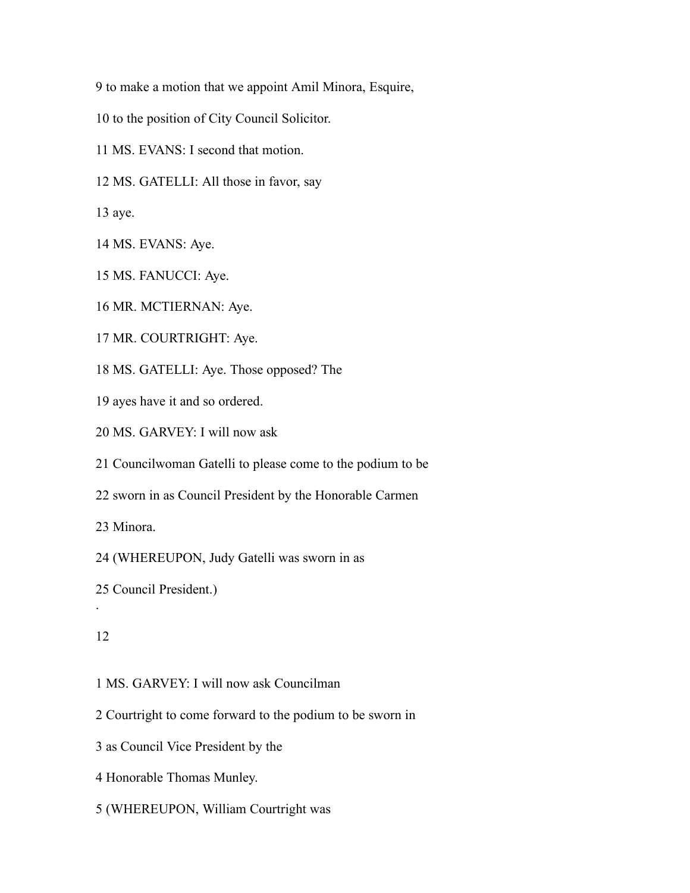9 to make a motion that we appoint Amil Minora, Esquire,

10 to the position of City Council Solicitor.

11 MS. EVANS: I second that motion.

12 MS. GATELLI: All those in favor, say

13 aye.

14 MS. EVANS: Aye.

15 MS. FANUCCI: Aye.

16 MR. MCTIERNAN: Aye.

17 MR. COURTRIGHT: Aye.

18 MS. GATELLI: Aye. Those opposed? The

19 ayes have it and so ordered.

20 MS. GARVEY: I will now ask

21 Councilwoman Gatelli to please come to the podium to be

22 sworn in as Council President by the Honorable Carmen

23 Minora.

24 (WHEREUPON, Judy Gatelli was sworn in as

25 Council President.)

.

12

1 MS. GARVEY: I will now ask Councilman

2 Courtright to come forward to the podium to be sworn in

3 as Council Vice President by the

4 Honorable Thomas Munley.

5 (WHEREUPON, William Courtright was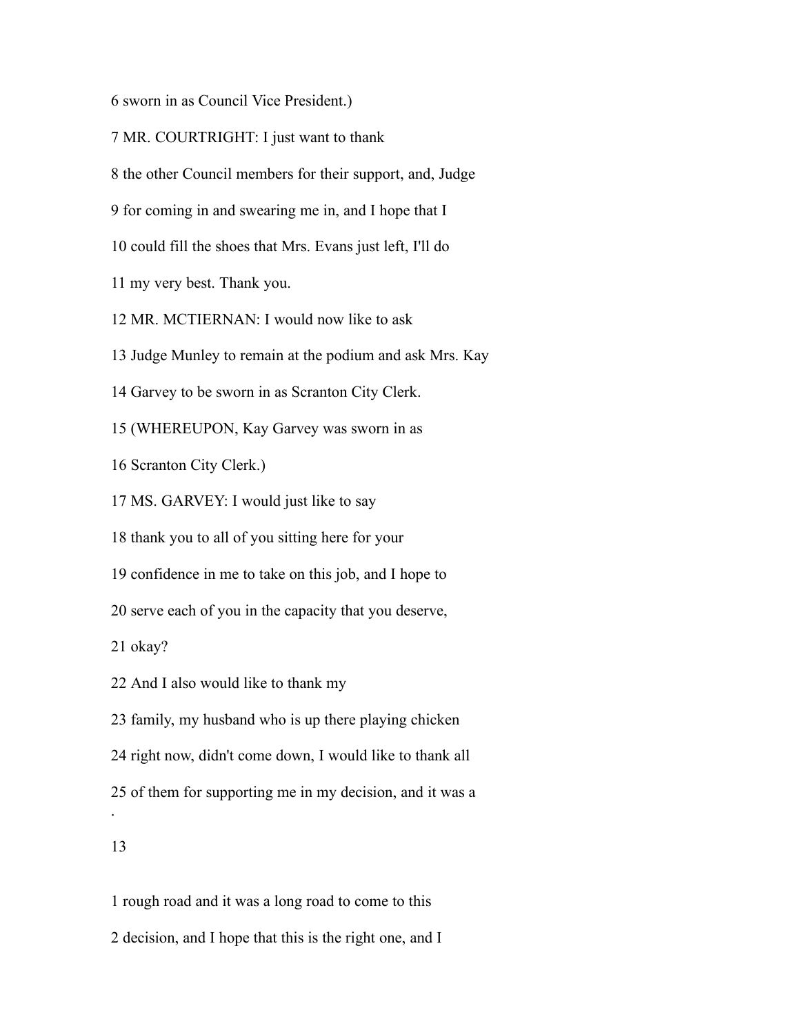6 sworn in as Council Vice President.)

7 MR. COURTRIGHT: I just want to thank

8 the other Council members for their support, and, Judge

9 for coming in and swearing me in, and I hope that I

10 could fill the shoes that Mrs. Evans just left, I'll do

11 my very best. Thank you.

12 MR. MCTIERNAN: I would now like to ask

13 Judge Munley to remain at the podium and ask Mrs. Kay

14 Garvey to be sworn in as Scranton City Clerk.

15 (WHEREUPON, Kay Garvey was sworn in as

16 Scranton City Clerk.)

17 MS. GARVEY: I would just like to say

18 thank you to all of you sitting here for your

19 confidence in me to take on this job, and I hope to

20 serve each of you in the capacity that you deserve,

21 okay?

22 And I also would like to thank my

23 family, my husband who is up there playing chicken

24 right now, didn't come down, I would like to thank all

25 of them for supporting me in my decision, and it was a

1 rough road and it was a long road to come to this

2 decision, and I hope that this is the right one, and I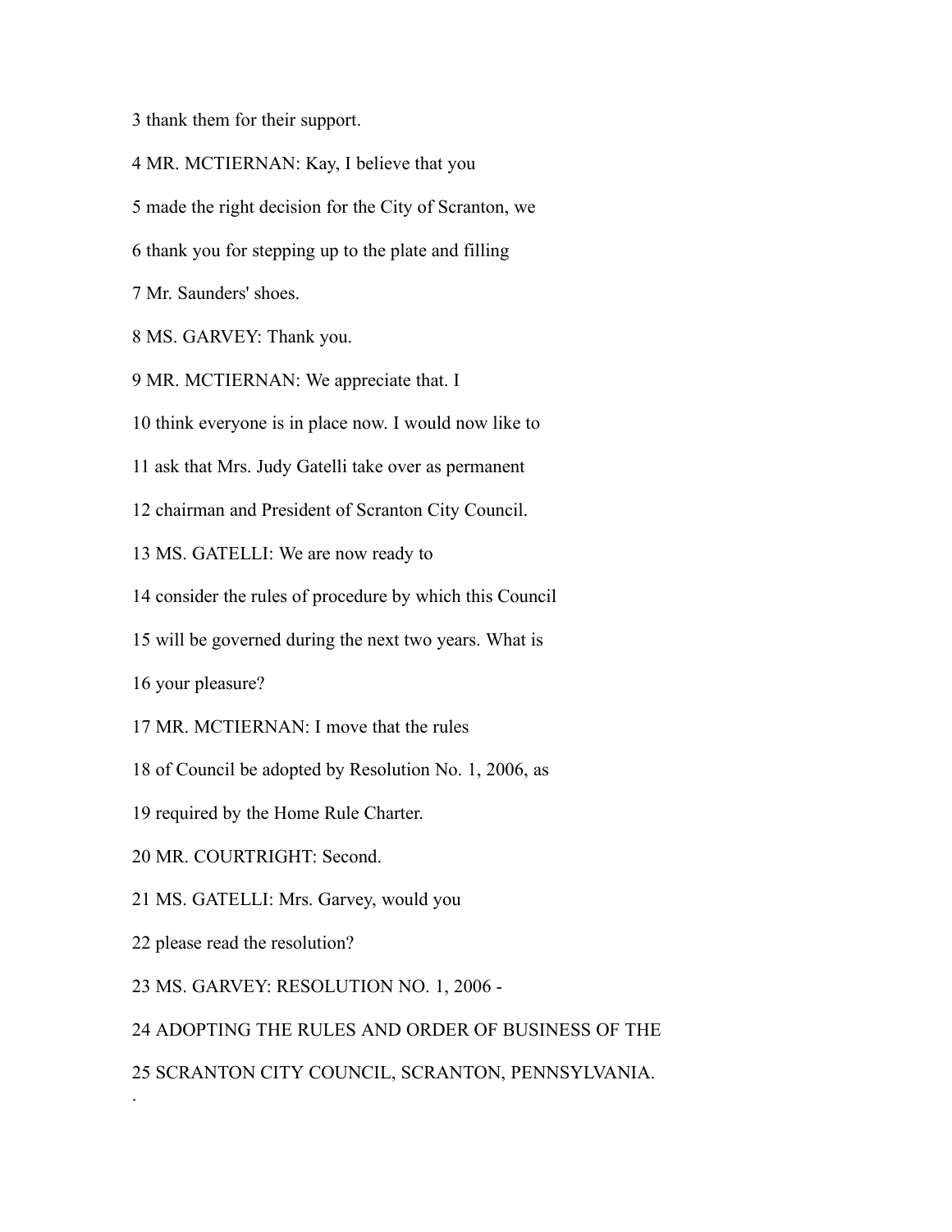3 thank them for their support.

4 MR. MCTIERNAN: Kay, I believe that you

5 made the right decision for the City of Scranton, we

6 thank you for stepping up to the plate and filling

7 Mr. Saunders' shoes.

8 MS. GARVEY: Thank you.

9 MR. MCTIERNAN: We appreciate that. I

10 think everyone is in place now. I would now like to

11 ask that Mrs. Judy Gatelli take over as permanent

12 chairman and President of Scranton City Council.

13 MS. GATELLI: We are now ready to

14 consider the rules of procedure by which this Council

15 will be governed during the next two years. What is

16 your pleasure?

17 MR. MCTIERNAN: I move that the rules

18 of Council be adopted by Resolution No. 1, 2006, as

19 required by the Home Rule Charter.

20 MR. COURTRIGHT: Second.

21 MS. GATELLI: Mrs. Garvey, would you

22 please read the resolution?

23 MS. GARVEY: RESOLUTION NO. 1, 2006 -

24 ADOPTING THE RULES AND ORDER OF BUSINESS OF THE

25 SCRANTON CITY COUNCIL, SCRANTON, PENNSYLVANIA.

.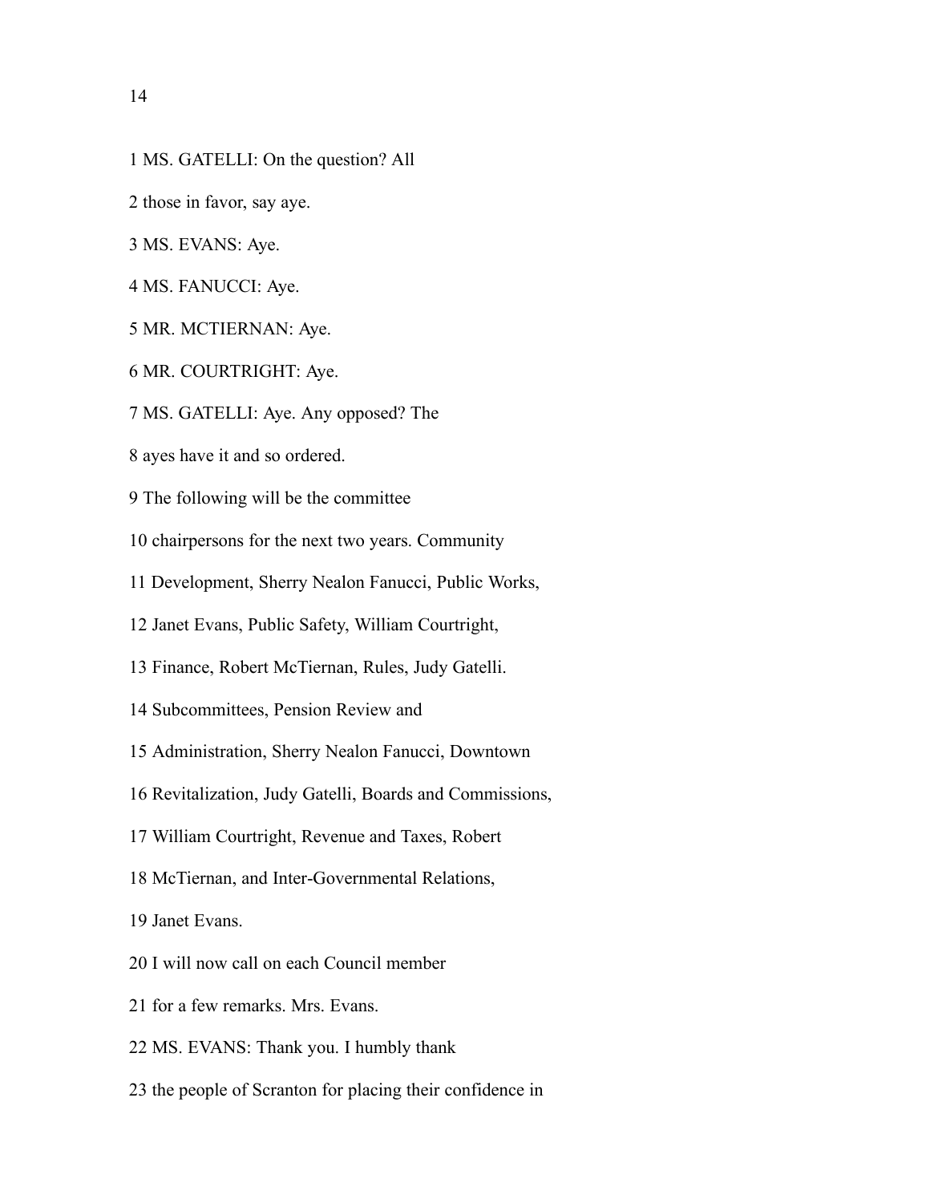1 MS. GATELLI: On the question? All

2 those in favor, say aye.

3 MS. EVANS: Aye.

4 MS. FANUCCI: Aye.

5 MR. MCTIERNAN: Aye.

6 MR. COURTRIGHT: Aye.

7 MS. GATELLI: Aye. Any opposed? The

8 ayes have it and so ordered.

9 The following will be the committee

10 chairpersons for the next two years. Community

11 Development, Sherry Nealon Fanucci, Public Works,

12 Janet Evans, Public Safety, William Courtright,

13 Finance, Robert McTiernan, Rules, Judy Gatelli.

14 Subcommittees, Pension Review and

15 Administration, Sherry Nealon Fanucci, Downtown

16 Revitalization, Judy Gatelli, Boards and Commissions,

17 William Courtright, Revenue and Taxes, Robert

18 McTiernan, and Inter-Governmental Relations,

19 Janet Evans.

20 I will now call on each Council member

21 for a few remarks. Mrs. Evans.

22 MS. EVANS: Thank you. I humbly thank

23 the people of Scranton for placing their confidence in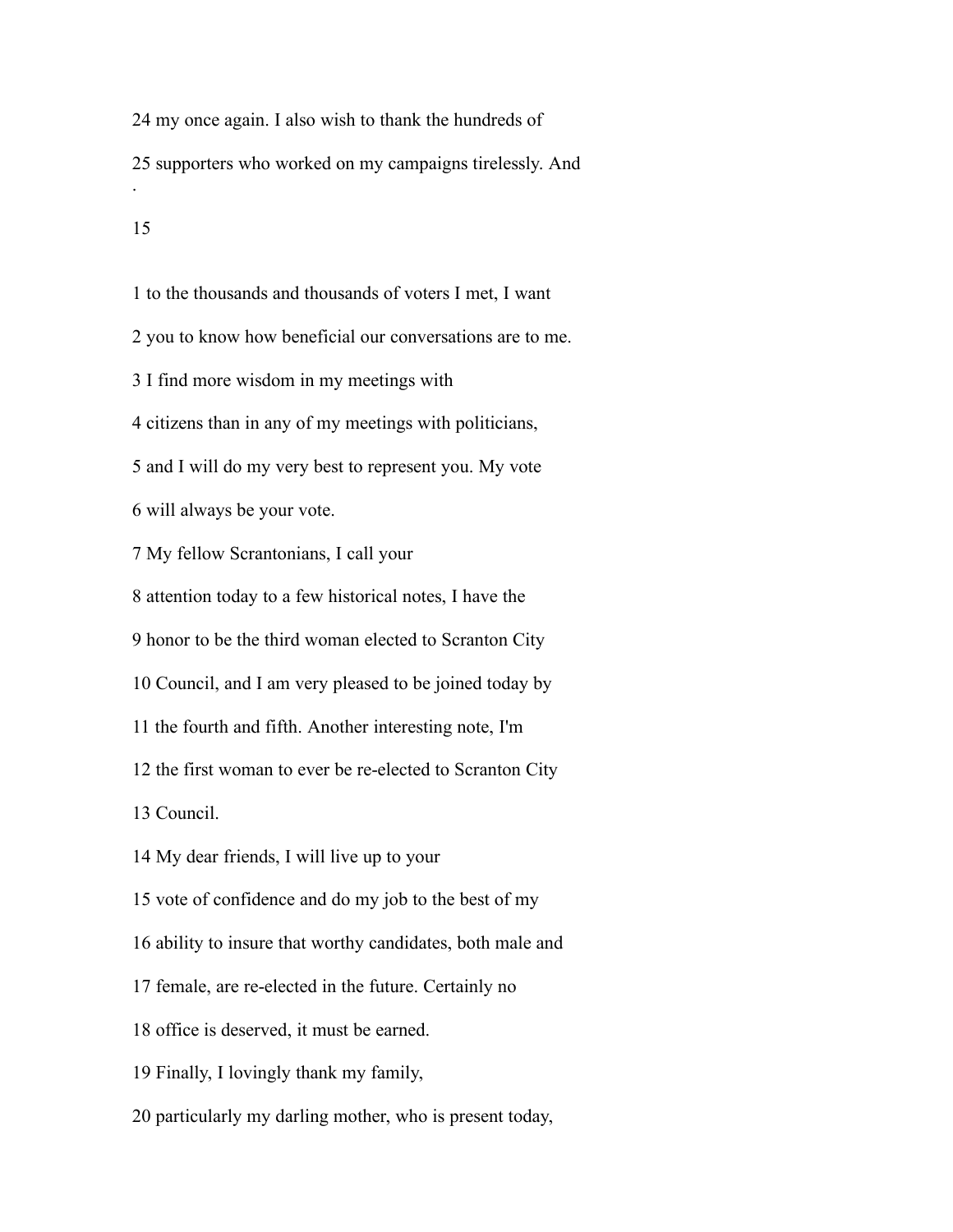24 my once again. I also wish to thank the hundreds of

25 supporters who worked on my campaigns tirelessly. And

1 to the thousands and thousands of voters I met, I want

2 you to know how beneficial our conversations are to me.

3 I find more wisdom in my meetings with

4 citizens than in any of my meetings with politicians,

5 and I will do my very best to represent you. My vote

6 will always be your vote.

7 My fellow Scrantonians, I call your

8 attention today to a few historical notes, I have the

9 honor to be the third woman elected to Scranton City

10 Council, and I am very pleased to be joined today by

11 the fourth and fifth. Another interesting note, I'm

12 the first woman to ever be re-elected to Scranton City

13 Council.

14 My dear friends, I will live up to your

15 vote of confidence and do my job to the best of my

16 ability to insure that worthy candidates, both male and

17 female, are re-elected in the future. Certainly no

18 office is deserved, it must be earned.

19 Finally, I lovingly thank my family,

20 particularly my darling mother, who is present today,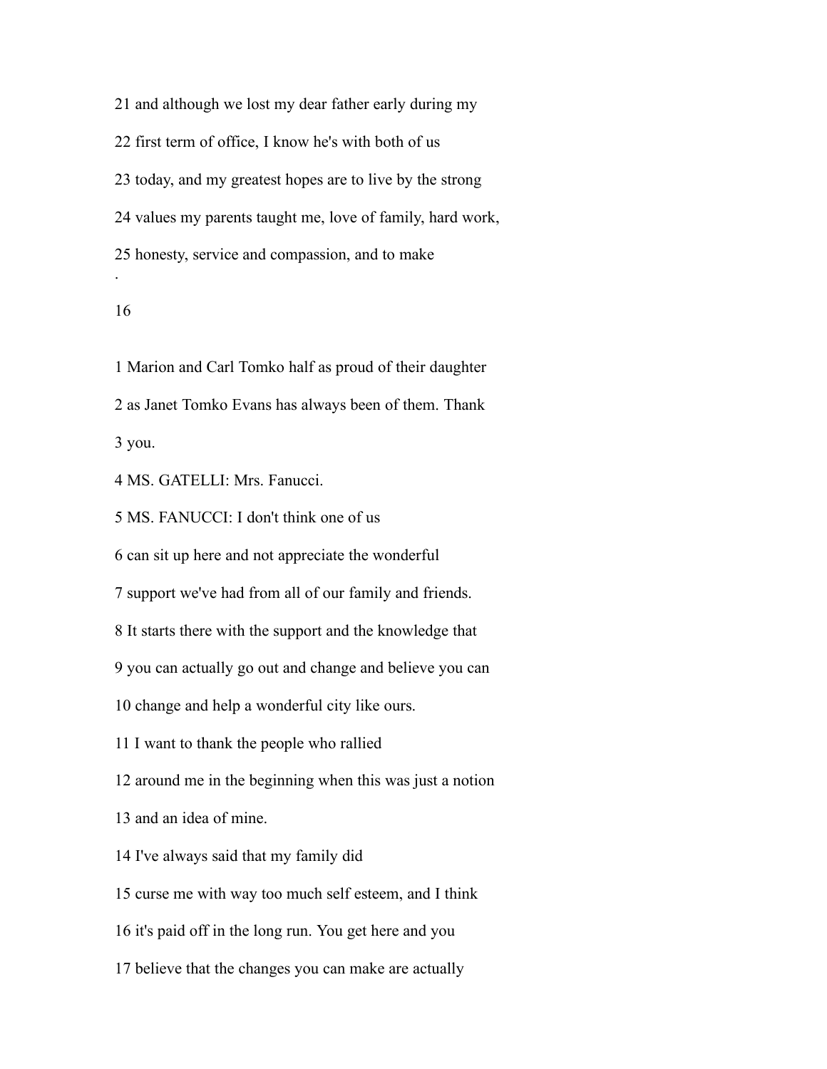21 and although we lost my dear father early during my

22 first term of office, I know he's with both of us

23 today, and my greatest hopes are to live by the strong

24 values my parents taught me, love of family, hard work,

25 honesty, service and compassion, and to make

.

1 Marion and Carl Tomko half as proud of their daughter

2 as Janet Tomko Evans has always been of them. Thank

3 you.

4 MS. GATELLI: Mrs. Fanucci.

5 MS. FANUCCI: I don't think one of us

6 can sit up here and not appreciate the wonderful

7 support we've had from all of our family and friends.

8 It starts there with the support and the knowledge that

9 you can actually go out and change and believe you can

10 change and help a wonderful city like ours.

11 I want to thank the people who rallied

12 around me in the beginning when this was just a notion

13 and an idea of mine.

14 I've always said that my family did

15 curse me with way too much self esteem, and I think

16 it's paid off in the long run. You get here and you

17 believe that the changes you can make are actually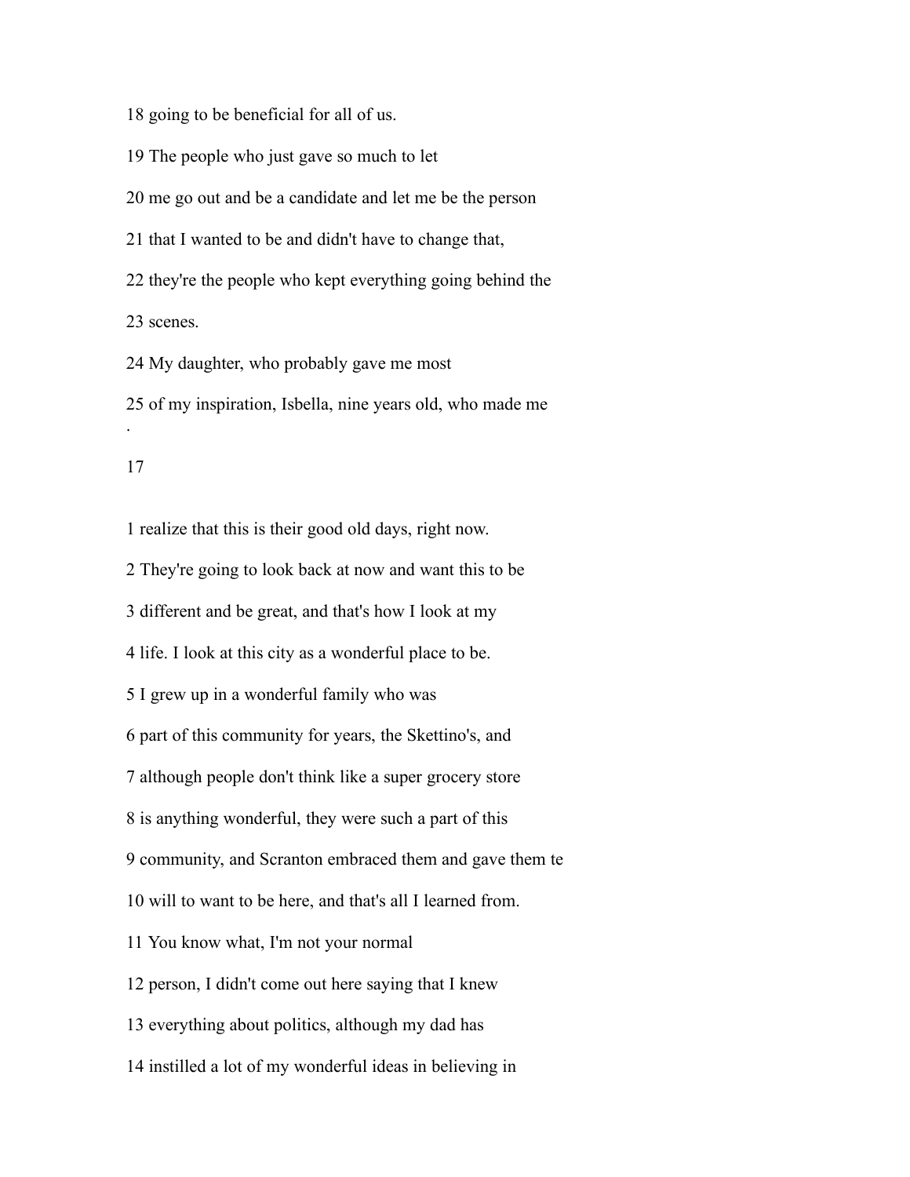18 going to be beneficial for all of us.

19 The people who just gave so much to let

20 me go out and be a candidate and let me be the person

21 that I wanted to be and didn't have to change that,

22 they're the people who kept everything going behind the

23 scenes.

24 My daughter, who probably gave me most

25 of my inspiration, Isbella, nine years old, who made me

1 realize that this is their good old days, right now.

2 They're going to look back at now and want this to be

3 different and be great, and that's how I look at my

4 life. I look at this city as a wonderful place to be.

5 I grew up in a wonderful family who was

6 part of this community for years, the Skettino's, and

7 although people don't think like a super grocery store

8 is anything wonderful, they were such a part of this

9 community, and Scranton embraced them and gave them te

10 will to want to be here, and that's all I learned from.

11 You know what, I'm not your normal

12 person, I didn't come out here saying that I knew

13 everything about politics, although my dad has

14 instilled a lot of my wonderful ideas in believing in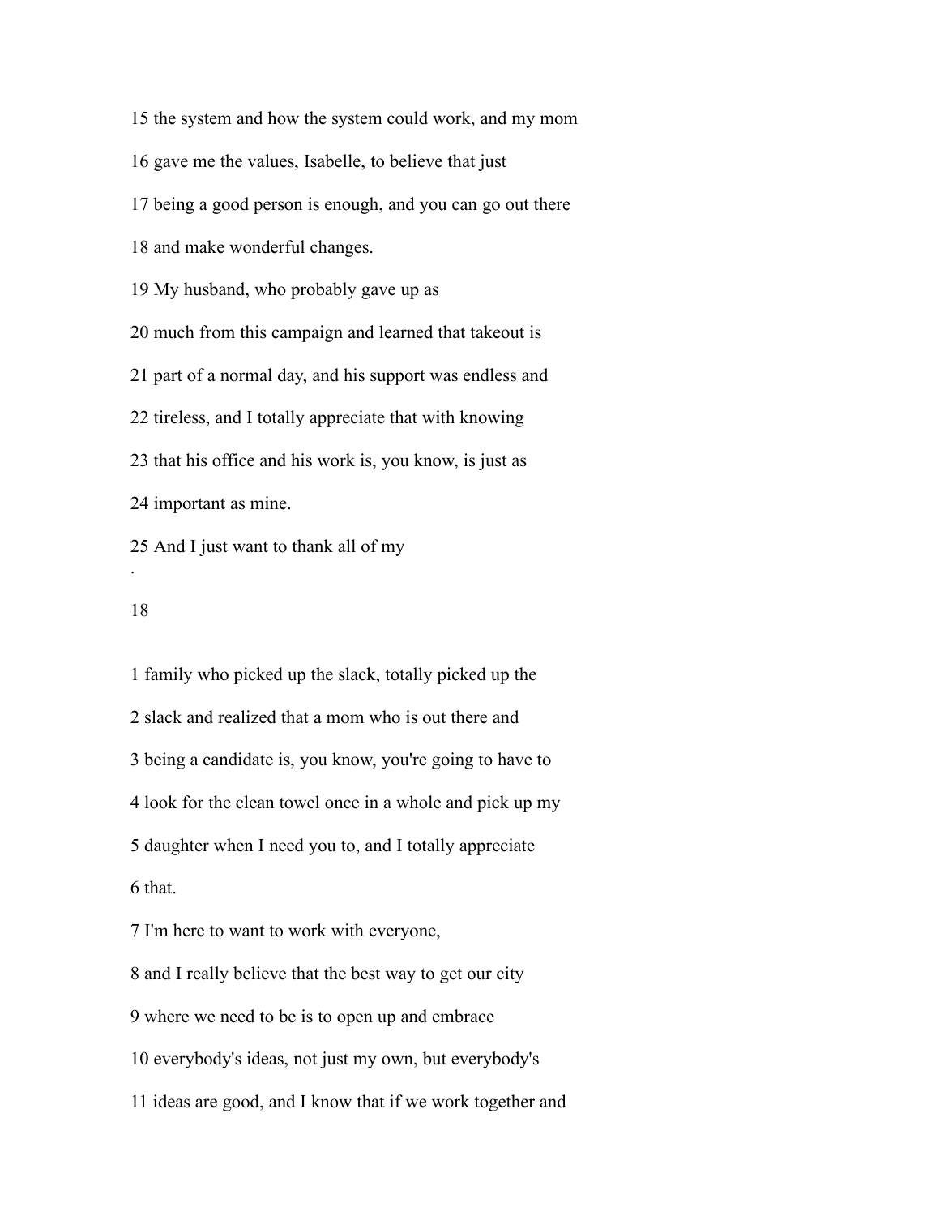15 the system and how the system could work, and my mom

16 gave me the values, Isabelle, to believe that just

17 being a good person is enough, and you can go out there

18 and make wonderful changes.

19 My husband, who probably gave up as

20 much from this campaign and learned that takeout is

21 part of a normal day, and his support was endless and

22 tireless, and I totally appreciate that with knowing

23 that his office and his work is, you know, is just as

24 important as mine.

25 And I just want to thank all of my

1 family who picked up the slack, totally picked up the

2 slack and realized that a mom who is out there and

3 being a candidate is, you know, you're going to have to

4 look for the clean towel once in a whole and pick up my

5 daughter when I need you to, and I totally appreciate

6 that.

7 I'm here to want to work with everyone,

8 and I really believe that the best way to get our city

9 where we need to be is to open up and embrace

10 everybody's ideas, not just my own, but everybody's

11 ideas are good, and I know that if we work together and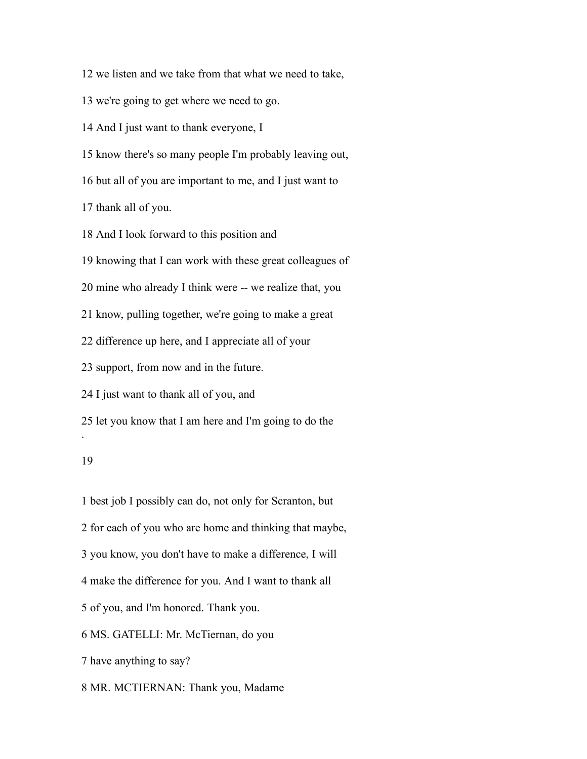12 we listen and we take from that what we need to take,

13 we're going to get where we need to go.

14 And I just want to thank everyone, I

15 know there's so many people I'm probably leaving out,

16 but all of you are important to me, and I just want to

17 thank all of you.

18 And I look forward to this position and

19 knowing that I can work with these great colleagues of

20 mine who already I think were -- we realize that, you

21 know, pulling together, we're going to make a great

22 difference up here, and I appreciate all of your

23 support, from now and in the future.

24 I just want to thank all of you, and

25 let you know that I am here and I'm going to do the

1 best job I possibly can do, not only for Scranton, but

2 for each of you who are home and thinking that maybe,

3 you know, you don't have to make a difference, I will

4 make the difference for you. And I want to thank all

5 of you, and I'm honored. Thank you.

6 MS. GATELLI: Mr. McTiernan, do you

7 have anything to say?

8 MR. MCTIERNAN: Thank you, Madame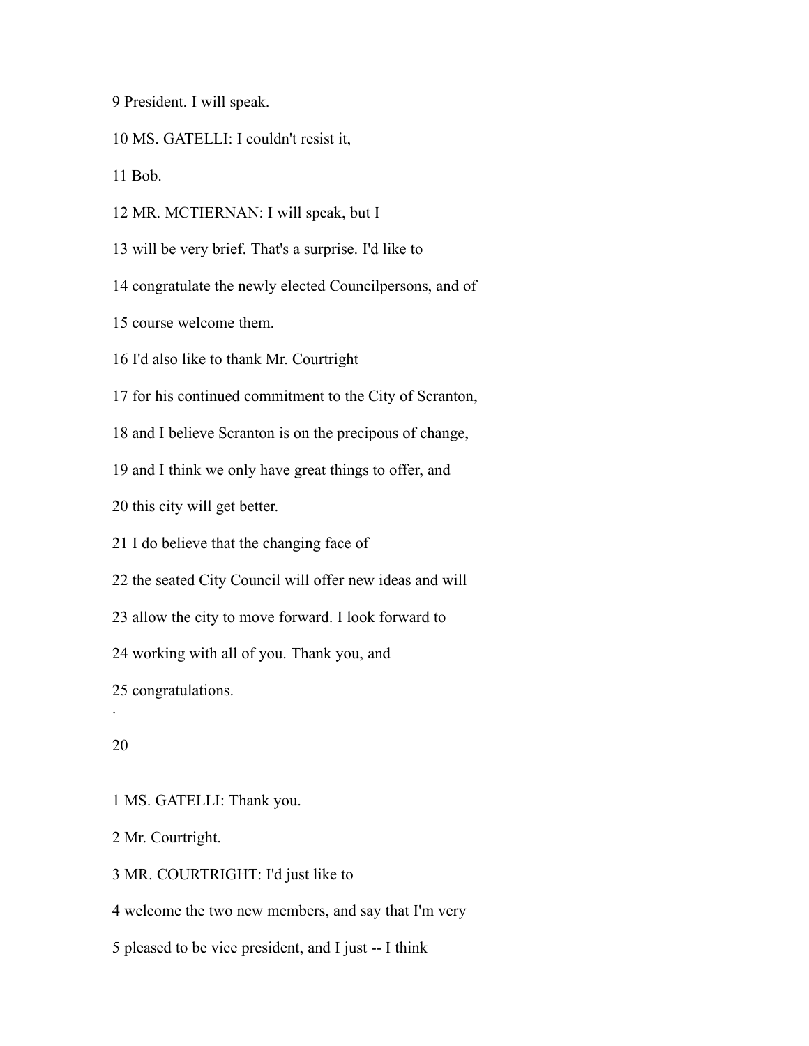9 President. I will speak.

10 MS. GATELLI: I couldn't resist it,

11 Bob.

12 MR. MCTIERNAN: I will speak, but I

13 will be very brief. That's a surprise. I'd like to

14 congratulate the newly elected Councilpersons, and of

15 course welcome them.

16 I'd also like to thank Mr. Courtright

17 for his continued commitment to the City of Scranton,

18 and I believe Scranton is on the precipous of change,

19 and I think we only have great things to offer, and

20 this city will get better.

21 I do believe that the changing face of

22 the seated City Council will offer new ideas and will

23 allow the city to move forward. I look forward to

24 working with all of you. Thank you, and

25 congratulations.

1 MS. GATELLI: Thank you.

2 Mr. Courtright.

3 MR. COURTRIGHT: I'd just like to

4 welcome the two new members, and say that I'm very

5 pleased to be vice president, and I just -- I think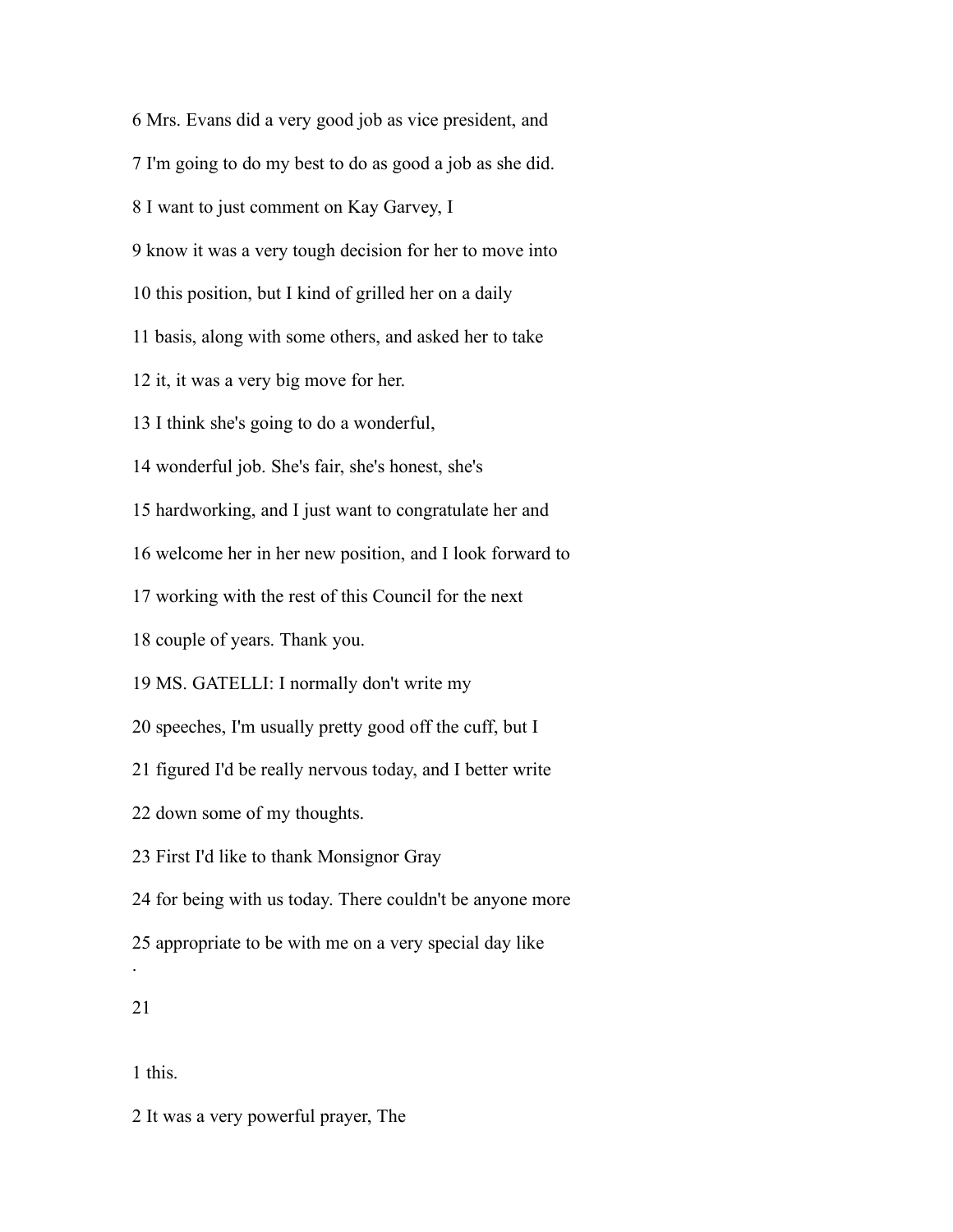6 Mrs. Evans did a very good job as vice president, and

7 I'm going to do my best to do as good a job as she did.

8 I want to just comment on Kay Garvey, I

9 know it was a very tough decision for her to move into

10 this position, but I kind of grilled her on a daily

11 basis, along with some others, and asked her to take

12 it, it was a very big move for her.

13 I think she's going to do a wonderful,

14 wonderful job. She's fair, she's honest, she's

15 hardworking, and I just want to congratulate her and

16 welcome her in her new position, and I look forward to

17 working with the rest of this Council for the next

18 couple of years. Thank you.

19 MS. GATELLI: I normally don't write my

20 speeches, I'm usually pretty good off the cuff, but I

21 figured I'd be really nervous today, and I better write

22 down some of my thoughts.

23 First I'd like to thank Monsignor Gray

24 for being with us today. There couldn't be anyone more

25 appropriate to be with me on a very special day like

1 this.

2 It was a very powerful prayer, The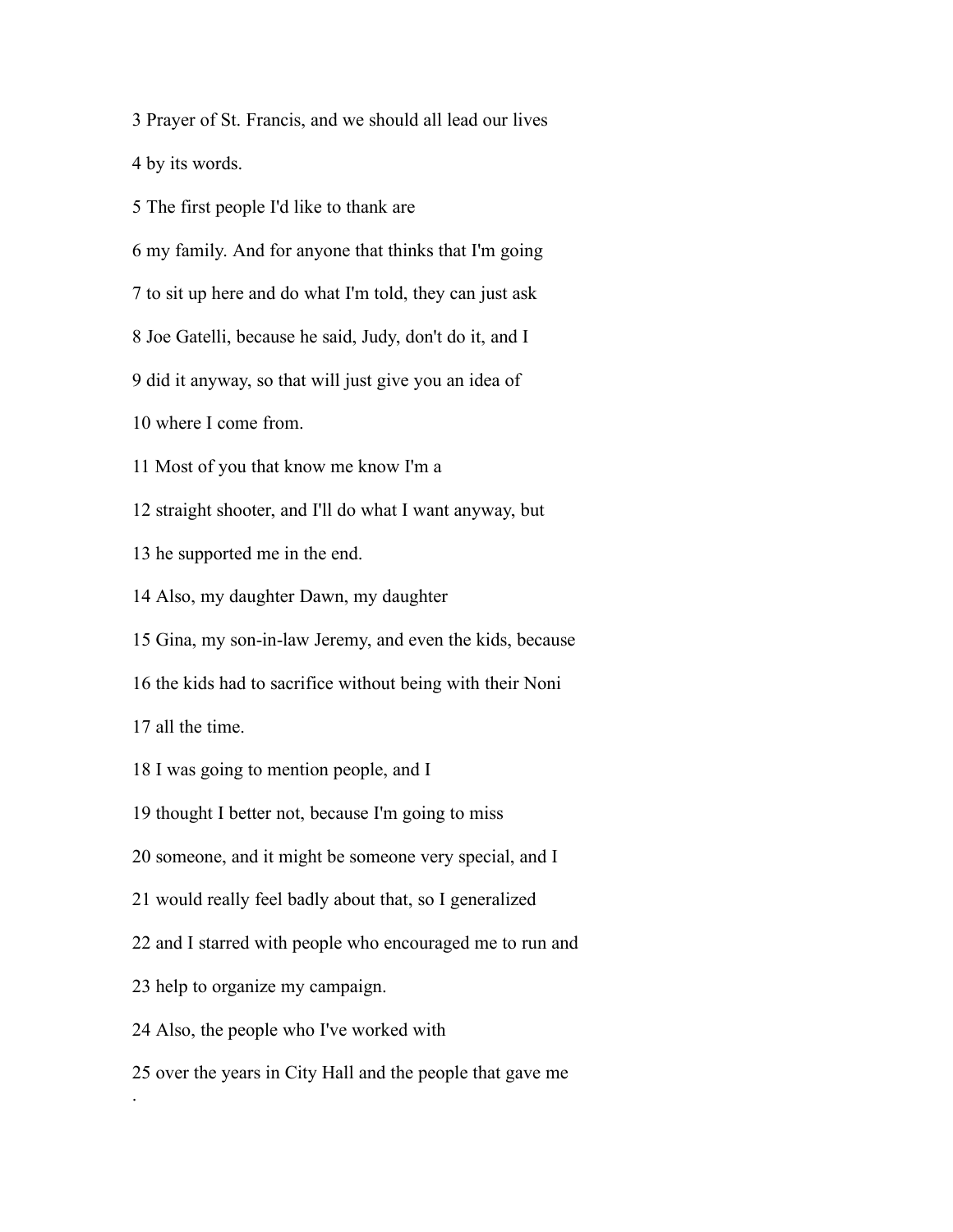3 Prayer of St. Francis, and we should all lead our lives

4 by its words.

5 The first people I'd like to thank are

6 my family. And for anyone that thinks that I'm going

7 to sit up here and do what I'm told, they can just ask

8 Joe Gatelli, because he said, Judy, don't do it, and I

9 did it anyway, so that will just give you an idea of

10 where I come from.

11 Most of you that know me know I'm a

12 straight shooter, and I'll do what I want anyway, but

13 he supported me in the end.

14 Also, my daughter Dawn, my daughter

15 Gina, my son-in-law Jeremy, and even the kids, because

16 the kids had to sacrifice without being with their Noni

17 all the time.

18 I was going to mention people, and I

19 thought I better not, because I'm going to miss

20 someone, and it might be someone very special, and I

21 would really feel badly about that, so I generalized

22 and I starred with people who encouraged me to run and

23 help to organize my campaign.

24 Also, the people who I've worked with

25 over the years in City Hall and the people that gave me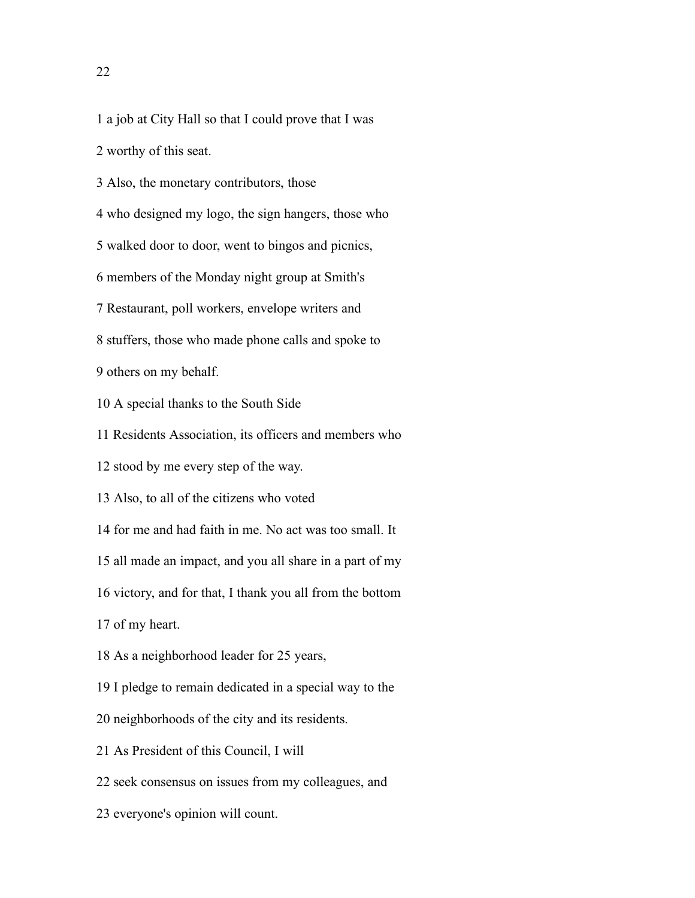1 a job at City Hall so that I could prove that I was

2 worthy of this seat.

3 Also, the monetary contributors, those

4 who designed my logo, the sign hangers, those who

5 walked door to door, went to bingos and picnics,

6 members of the Monday night group at Smith's

7 Restaurant, poll workers, envelope writers and

8 stuffers, those who made phone calls and spoke to

9 others on my behalf.

10 A special thanks to the South Side

11 Residents Association, its officers and members who

12 stood by me every step of the way.

13 Also, to all of the citizens who voted

14 for me and had faith in me. No act was too small. It

15 all made an impact, and you all share in a part of my

16 victory, and for that, I thank you all from the bottom

17 of my heart.

18 As a neighborhood leader for 25 years,

19 I pledge to remain dedicated in a special way to the

20 neighborhoods of the city and its residents.

21 As President of this Council, I will

22 seek consensus on issues from my colleagues, and

23 everyone's opinion will count.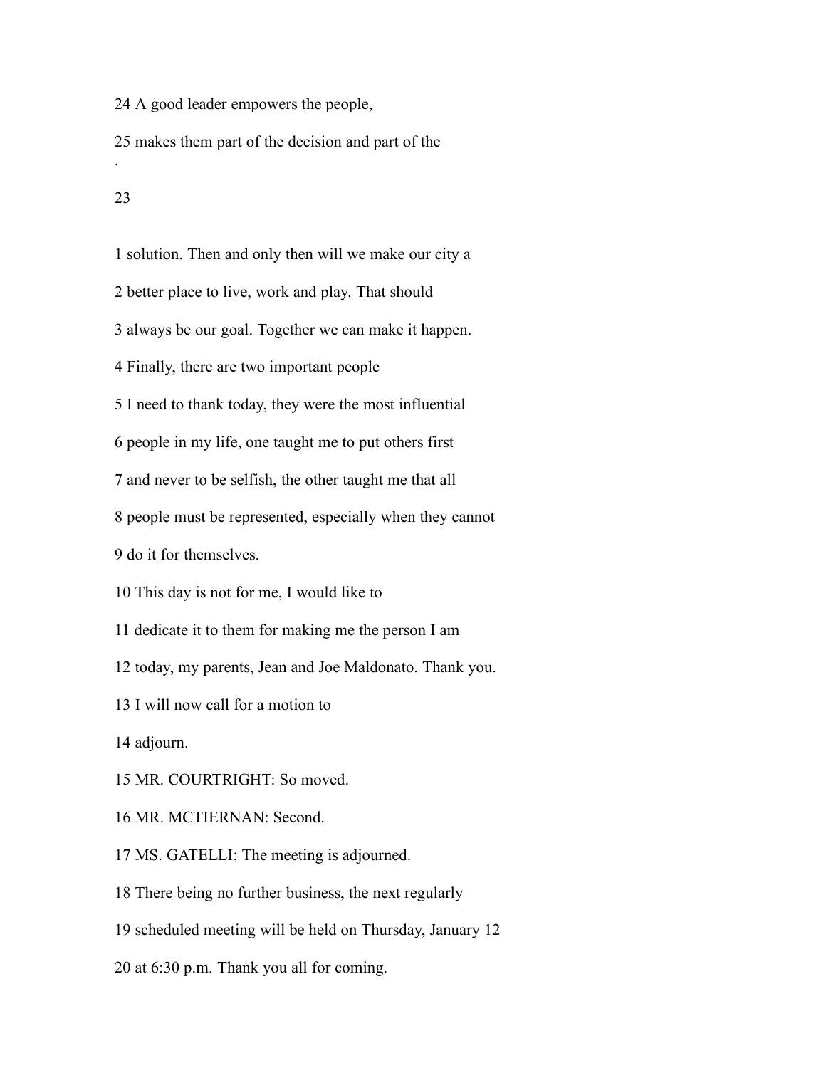24 A good leader empowers the people,

25 makes them part of the decision and part of the

1 solution. Then and only then will we make our city a

2 better place to live, work and play. That should

3 always be our goal. Together we can make it happen.

4 Finally, there are two important people

5 I need to thank today, they were the most influential

6 people in my life, one taught me to put others first

7 and never to be selfish, the other taught me that all

8 people must be represented, especially when they cannot

9 do it for themselves.

10 This day is not for me, I would like to

11 dedicate it to them for making me the person I am

12 today, my parents, Jean and Joe Maldonato. Thank you.

13 I will now call for a motion to

14 adjourn.

15 MR. COURTRIGHT: So moved.

16 MR. MCTIERNAN: Second.

17 MS. GATELLI: The meeting is adjourned.

18 There being no further business, the next regularly

19 scheduled meeting will be held on Thursday, January 12

20 at 6:30 p.m. Thank you all for coming.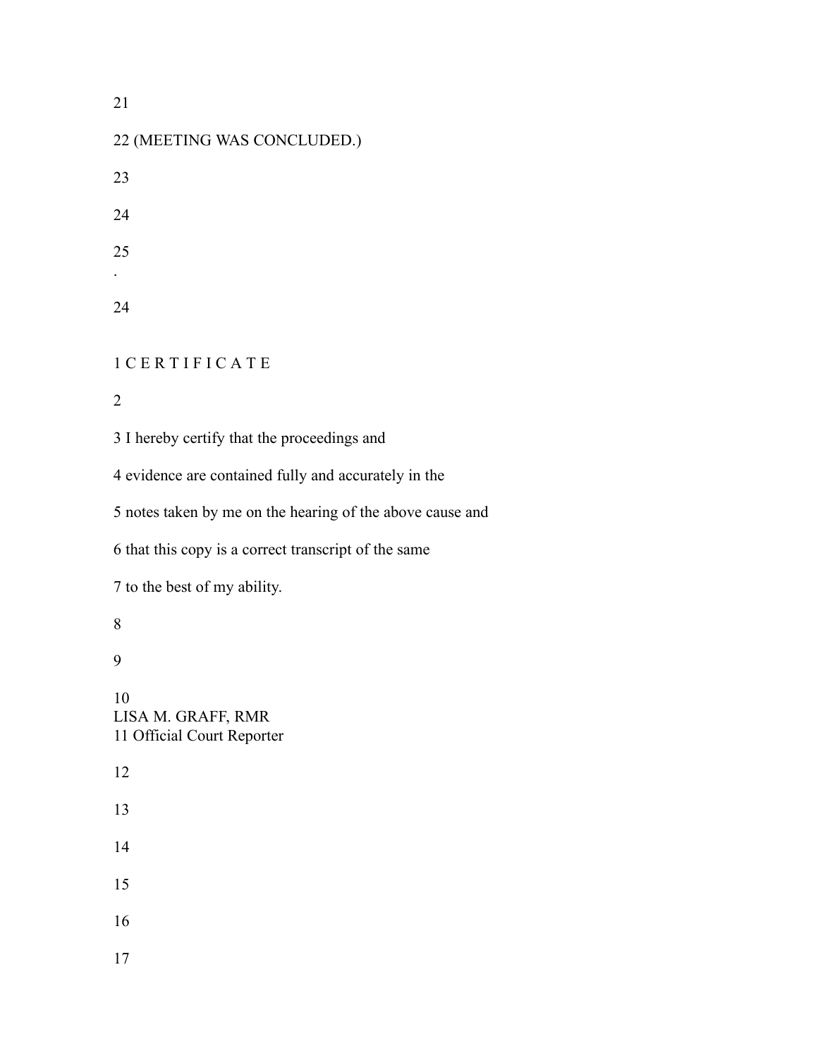21

22 (MEETING WAS CONCLUDED.)

23

24

25

.

1 C E R T I F I C A T E

2

3 I hereby certify that the proceedings and

4 evidence are contained fully and accurately in the

5 notes taken by me on the hearing of the above cause and

6 that this copy is a correct transcript of the same

7 to the best of my ability.

8

9

10
LISA M. GRAFF, RMR
11 Official Court Reporter

12

13

14

15

16

17